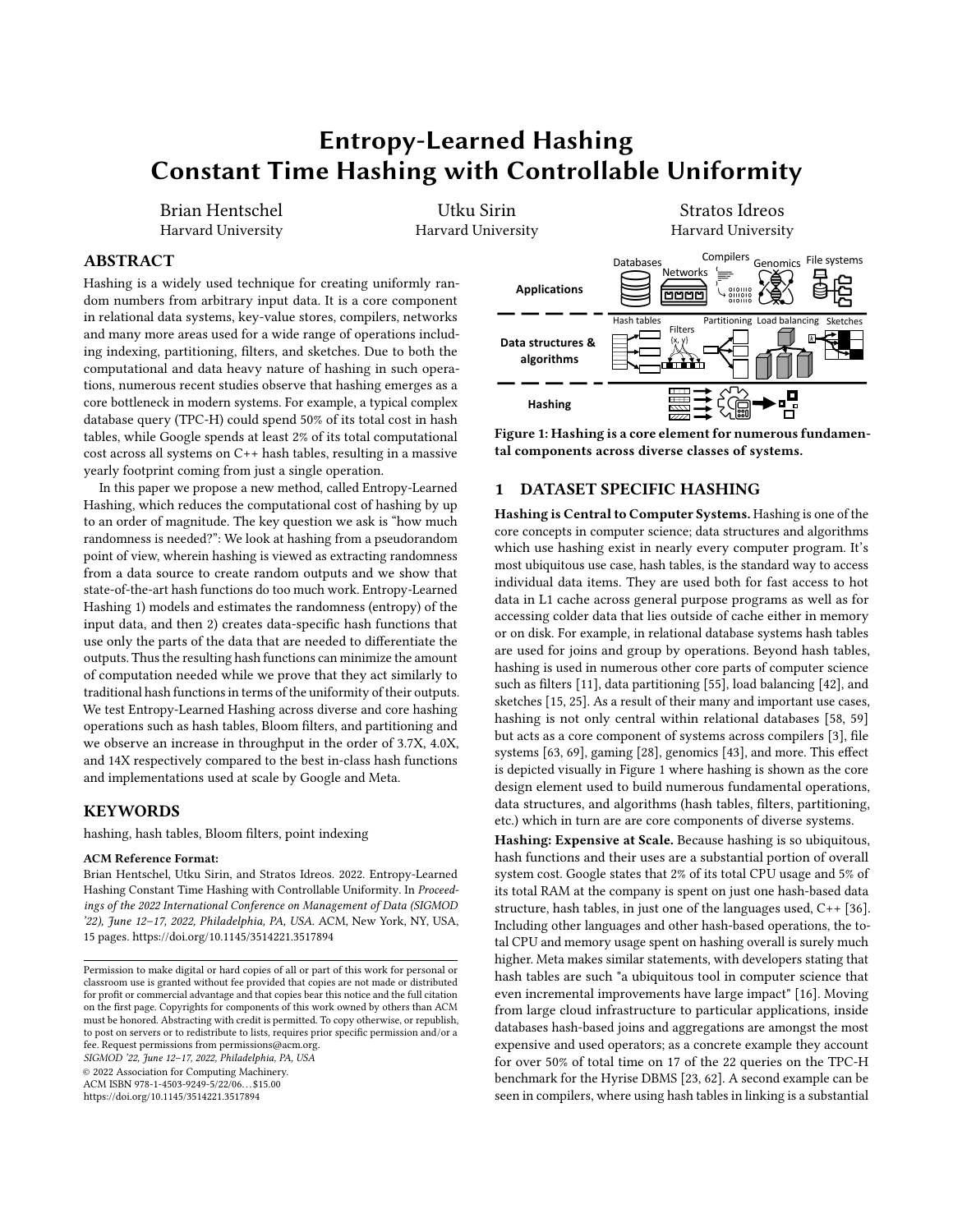# Entropy-Learned Hashing
# Constant Time Hashing with Controllable Uniformity

Brian Hentschel
Harvard University

Utku Sirin
Harvard University

Stratos Idreos
Harvard University

## ABSTRACT

Hashing is a widely used technique for creating uniformly random numbers from arbitrary input data. It is a core component in relational data systems, key-value stores, compilers, networks and many more areas used for a wide range of operations including indexing, partitioning, filters, and sketches. Due to both the computational and data heavy nature of hashing in such operations, numerous recent studies observe that hashing emerges as a core bottleneck in modern systems. For example, a typical complex database query (TPC-H) could spend 50% of its total cost in hash tables, while Google spends at least 2% of its total computational cost across all systems on C++ hash tables, resulting in a massive yearly footprint coming from just a single operation.

In this paper we propose a new method, called Entropy-Learned Hashing, which reduces the computational cost of hashing by up to an order of magnitude. The key question we ask is "how much randomness is needed?": We look at hashing from a pseudorandom point of view, wherein hashing is viewed as extracting randomness from a data source to create random outputs and we show that state-of-the-art hash functions do too much work. Entropy-Learned Hashing 1) models and estimates the randomness (entropy) of the input data, and then 2) creates data-specific hash functions that use only the parts of the data that are needed to differentiate the outputs. Thus the resulting hash functions can minimize the amount of computation needed while we prove that they act similarly to traditional hash functions in terms of the uniformity of their outputs. We test Entropy-Learned Hashing across diverse and core hashing operations such as hash tables, Bloom filters, and partitioning and we observe an increase in throughput in the order of 3.7X, 4.0X, and 14X respectively compared to the best in-class hash functions and implementations used at scale by Google and Meta.

## KEYWORDS

hashing, hash tables, Bloom filters, point indexing

**ACM Reference Format:**

Brian Hentschel, Utku Sirin, and Stratos Idreos. 2022. Entropy-Learned Hashing Constant Time Hashing with Controllable Uniformity. In *Proceedings of the 2022 International Conference on Management of Data (SIGMOD '22), June 12–17, 2022, Philadelphia, PA, USA.* ACM, New York, NY, USA, 15 pages. https://doi.org/10.1145/3514221.3517894

Permission to make digital or hard copies of all or part of this work for personal or classroom use is granted without fee provided that copies are not made or distributed for profit or commercial advantage and that copies bear this notice and the full citation on the first page. Copyrights for components of this work owned by others than ACM must be honored. Abstracting with credit is permitted. To copy otherwise, or republish, to post on servers or to redistribute to lists, requires prior specific permission and/or a fee. Request permissions from permissions@acm.org.

*SIGMOD '22, June 12–17, 2022, Philadelphia, PA, USA*

© 2022 Association for Computing Machinery.

ACM ISBN 978-1-4503-9249-5/22/06…$15.00

https://doi.org/10.1145/3514221.3517894

**Figure 1: Hashing is a core element for numerous fundamental components across diverse classes of systems.**

## 1 DATASET SPECIFIC HASHING

**Hashing is Central to Computer Systems.** Hashing is one of the core concepts in computer science; data structures and algorithms which use hashing exist in nearly every computer program. It's most ubiquitous use case, hash tables, is the standard way to access individual data items. They are used both for fast access to hot data in L1 cache across general purpose programs as well as for accessing colder data that lies outside of cache either in memory or on disk. For example, in relational database systems hash tables are used for joins and group by operations. Beyond hash tables, hashing is used in numerous other core parts of computer science such as filters [11], data partitioning [55], load balancing [42], and sketches [15, 25]. As a result of their many and important use cases, hashing is not only central within relational databases [58, 59] but acts as a core component of systems across compilers [3], file systems [63, 69], gaming [28], genomics [43], and more. This effect is depicted visually in Figure 1 where hashing is shown as the core design element used to build numerous fundamental operations, data structures, and algorithms (hash tables, filters, partitioning, etc.) which in turn are are core components of diverse systems.

**Hashing: Expensive at Scale.** Because hashing is so ubiquitous, hash functions and their uses are a substantial portion of overall system cost. Google states that 2% of its total CPU usage and 5% of its total RAM at the company is spent on just one hash-based data structure, hash tables, in just one of the languages used, C++ [36]. Including other languages and other hash-based operations, the total CPU and memory usage spent on hashing overall is surely much higher. Meta makes similar statements, with developers stating that hash tables are such "a ubiquitous tool in computer science that even incremental improvements have large impact" [16]. Moving from large cloud infrastructure to particular applications, inside databases hash-based joins and aggregations are amongst the most expensive and used operators; as a concrete example they account for over 50% of total time on 17 of the 22 queries on the TPC-H benchmark for the Hyrise DBMS [23, 62]. A second example can be seen in compilers, where using hash tables in linking is a substantial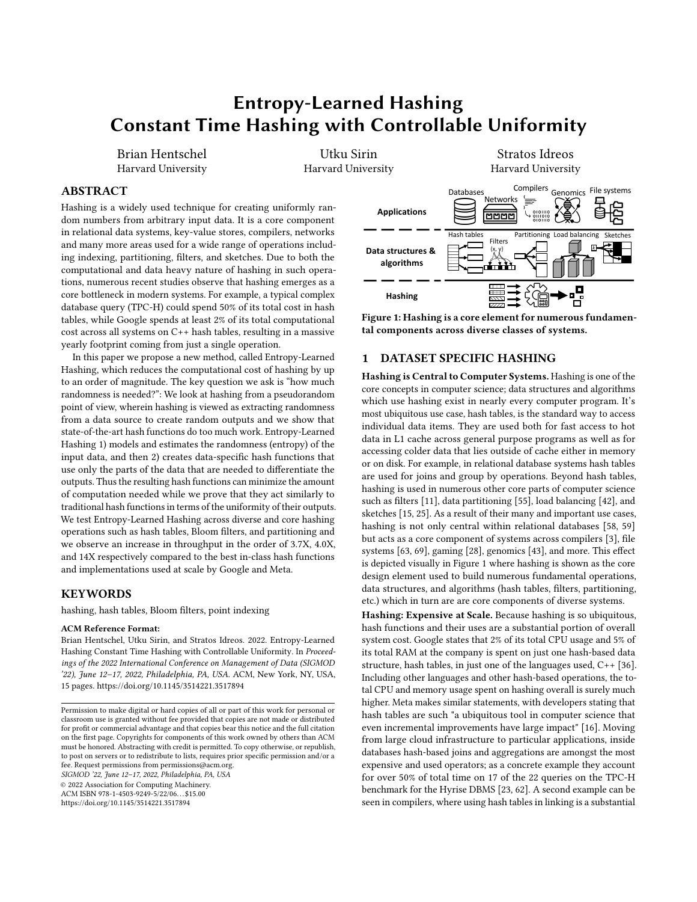# Entropy-Learned Hashing
# Constant Time Hashing with Controllable Uniformity

Brian Hentschel
Harvard University

Utku Sirin
Harvard University

Stratos Idreos
Harvard University

## ABSTRACT

Hashing is a widely used technique for creating uniformly random numbers from arbitrary input data. It is a core component in relational data systems, key-value stores, compilers, networks and many more areas used for a wide range of operations including indexing, partitioning, filters, and sketches. Due to both the computational and data heavy nature of hashing in such operations, numerous recent studies observe that hashing emerges as a core bottleneck in modern systems. For example, a typical complex database query (TPC-H) could spend 50% of its total cost in hash tables, while Google spends at least 2% of its total computational cost across all systems on C++ hash tables, resulting in a massive yearly footprint coming from just a single operation.

In this paper we propose a new method, called Entropy-Learned Hashing, which reduces the computational cost of hashing by up to an order of magnitude. The key question we ask is "how much randomness is needed?": We look at hashing from a pseudorandom point of view, wherein hashing is viewed as extracting randomness from a data source to create random outputs and we show that state-of-the-art hash functions do too much work. Entropy-Learned Hashing 1) models and estimates the randomness (entropy) of the input data, and then 2) creates data-specific hash functions that use only the parts of the data that are needed to differentiate the outputs. Thus the resulting hash functions can minimize the amount of computation needed while we prove that they act similarly to traditional hash functions in terms of the uniformity of their outputs. We test Entropy-Learned Hashing across diverse and core hashing operations such as hash tables, Bloom filters, and partitioning and we observe an increase in throughput in the order of 3.7X, 4.0X, and 14X respectively compared to the best in-class hash functions and implementations used at scale by Google and Meta.

## KEYWORDS

hashing, hash tables, Bloom filters, point indexing

**ACM Reference Format:**
Brian Hentschel, Utku Sirin, and Stratos Idreos. 2022. Entropy-Learned Hashing Constant Time Hashing with Controllable Uniformity. In *Proceedings of the 2022 International Conference on Management of Data (SIGMOD '22), June 12–17, 2022, Philadelphia, PA, USA.* ACM, New York, NY, USA, 15 pages. https://doi.org/10.1145/3514221.3517894

Permission to make digital or hard copies of all or part of this work for personal or classroom use is granted without fee provided that copies are not made or distributed for profit or commercial advantage and that copies bear this notice and the full citation on the first page. Copyrights for components of this work owned by others than ACM must be honored. Abstracting with credit is permitted. To copy otherwise, or republish, to post on servers or to redistribute to lists, requires prior specific permission and/or a fee. Request permissions from permissions@acm.org.
*SIGMOD '22, June 12–17, 2022, Philadelphia, PA, USA*
© 2022 Association for Computing Machinery.
ACM ISBN 978-1-4503-9249-5/22/06…$15.00
https://doi.org/10.1145/3514221.3517894

**Figure 1: Hashing is a core element for numerous fundamental components across diverse classes of systems.**

## 1 DATASET SPECIFIC HASHING

**Hashing is Central to Computer Systems.** Hashing is one of the core concepts in computer science; data structures and algorithms which use hashing exist in nearly every computer program. It's most ubiquitous use case, hash tables, is the standard way to access individual data items. They are used both for fast access to hot data in L1 cache across general purpose programs as well as for accessing colder data that lies outside of cache either in memory or on disk. For example, in relational database systems hash tables are used for joins and group by operations. Beyond hash tables, hashing is used in numerous other core parts of computer science such as filters [11], data partitioning [55], load balancing [42], and sketches [15, 25]. As a result of their many and important use cases, hashing is not only central within relational databases [58, 59] but acts as a core component of systems across compilers [3], file systems [63, 69], gaming [28], genomics [43], and more. This effect is depicted visually in Figure 1 where hashing is shown as the core design element used to build numerous fundamental operations, data structures, and algorithms (hash tables, filters, partitioning, etc.) which in turn are are core components of diverse systems.

**Hashing: Expensive at Scale.** Because hashing is so ubiquitous, hash functions and their uses are a substantial portion of overall system cost. Google states that 2% of its total CPU usage and 5% of its total RAM at the company is spent on just one hash-based data structure, hash tables, in just one of the languages used, C++ [36]. Including other languages and other hash-based operations, the total CPU and memory usage spent on hashing overall is surely much higher. Meta makes similar statements, with developers stating that hash tables are such "a ubiquitous tool in computer science that even incremental improvements have large impact" [16]. Moving from large cloud infrastructure to particular applications, inside databases hash-based joins and aggregations are amongst the most expensive and used operators; as a concrete example they account for over 50% of total time on 17 of the 22 queries on the TPC-H benchmark for the Hyrise DBMS [23, 62]. A second example can be seen in compilers, where using hash tables in linking is a substantial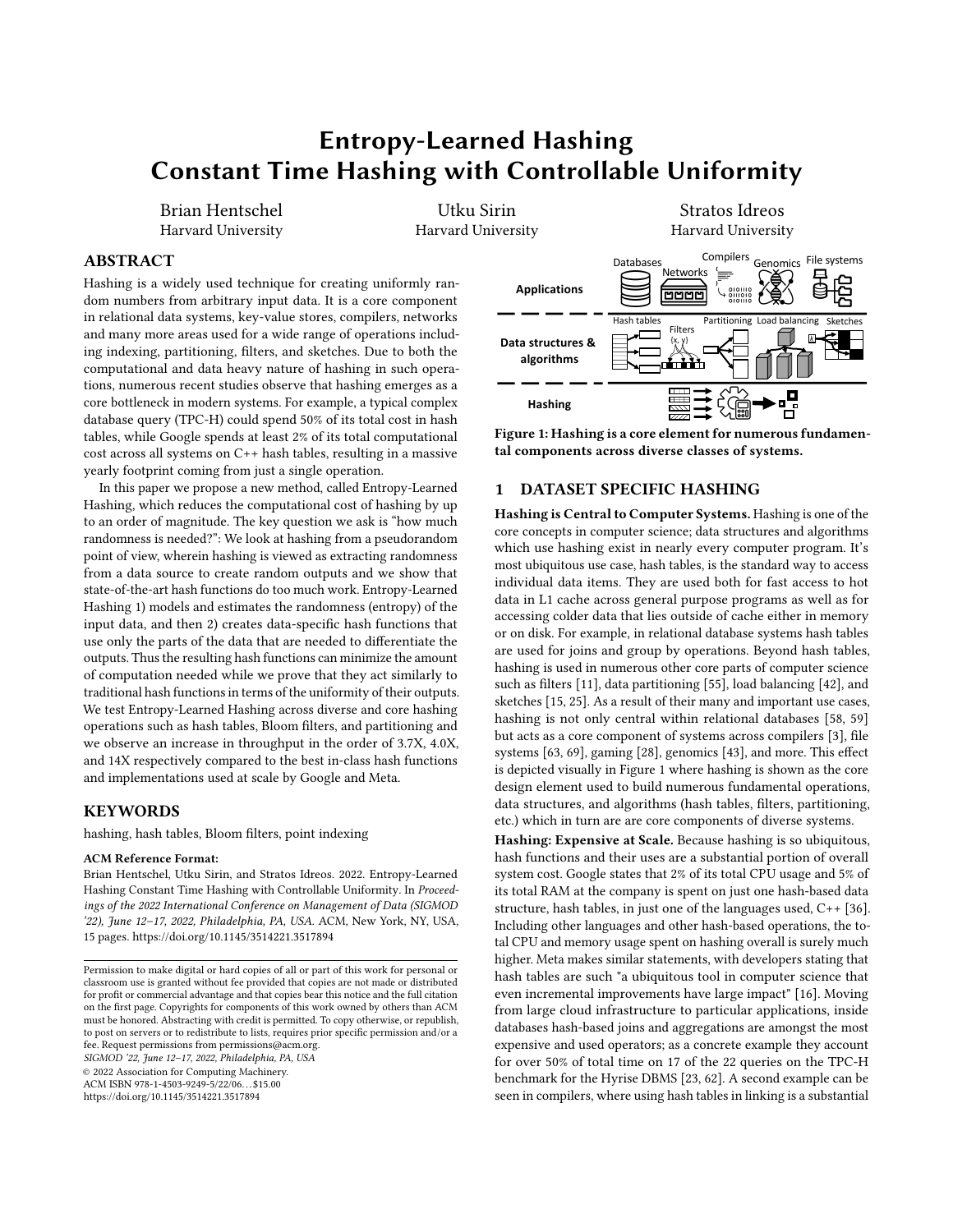# Entropy-Learned Hashing
# Constant Time Hashing with Controllable Uniformity

Brian Hentschel
Harvard University

Utku Sirin
Harvard University

Stratos Idreos
Harvard University

## ABSTRACT

Hashing is a widely used technique for creating uniformly random numbers from arbitrary input data. It is a core component in relational data systems, key-value stores, compilers, networks and many more areas used for a wide range of operations including indexing, partitioning, filters, and sketches. Due to both the computational and data heavy nature of hashing in such operations, numerous recent studies observe that hashing emerges as a core bottleneck in modern systems. For example, a typical complex database query (TPC-H) could spend 50% of its total cost in hash tables, while Google spends at least 2% of its total computational cost across all systems on C++ hash tables, resulting in a massive yearly footprint coming from just a single operation.

In this paper we propose a new method, called Entropy-Learned Hashing, which reduces the computational cost of hashing by up to an order of magnitude. The key question we ask is "how much randomness is needed?": We look at hashing from a pseudorandom point of view, wherein hashing is viewed as extracting randomness from a data source to create random outputs and we show that state-of-the-art hash functions do too much work. Entropy-Learned Hashing 1) models and estimates the randomness (entropy) of the input data, and then 2) creates data-specific hash functions that use only the parts of the data that are needed to differentiate the outputs. Thus the resulting hash functions can minimize the amount of computation needed while we prove that they act similarly to traditional hash functions in terms of the uniformity of their outputs. We test Entropy-Learned Hashing across diverse and core hashing operations such as hash tables, Bloom filters, and partitioning and we observe an increase in throughput in the order of 3.7X, 4.0X, and 14X respectively compared to the best in-class hash functions and implementations used at scale by Google and Meta.

## KEYWORDS

hashing, hash tables, Bloom filters, point indexing

**ACM Reference Format:**
Brian Hentschel, Utku Sirin, and Stratos Idreos. 2022. Entropy-Learned Hashing Constant Time Hashing with Controllable Uniformity. In *Proceedings of the 2022 International Conference on Management of Data (SIGMOD '22), June 12–17, 2022, Philadelphia, PA, USA.* ACM, New York, NY, USA, 15 pages. https://doi.org/10.1145/3514221.3517894

Permission to make digital or hard copies of all or part of this work for personal or classroom use is granted without fee provided that copies are not made or distributed for profit or commercial advantage and that copies bear this notice and the full citation on the first page. Copyrights for components of this work owned by others than ACM must be honored. Abstracting with credit is permitted. To copy otherwise, or republish, to post on servers or to redistribute to lists, requires prior specific permission and/or a fee. Request permissions from permissions@acm.org.
*SIGMOD '22, June 12–17, 2022, Philadelphia, PA, USA*
© 2022 Association for Computing Machinery.
ACM ISBN 978-1-4503-9249-5/22/06…$15.00
https://doi.org/10.1145/3514221.3517894

**Figure 1: Hashing is a core element for numerous fundamental components across diverse classes of systems.**

## 1 DATASET SPECIFIC HASHING

**Hashing is Central to Computer Systems.** Hashing is one of the core concepts in computer science; data structures and algorithms which use hashing exist in nearly every computer program. It's most ubiquitous use case, hash tables, is the standard way to access individual data items. They are used both for fast access to hot data in L1 cache across general purpose programs as well as for accessing colder data that lies outside of cache either in memory or on disk. For example, in relational database systems hash tables are used for joins and group by operations. Beyond hash tables, hashing is used in numerous other core parts of computer science such as filters [11], data partitioning [55], load balancing [42], and sketches [15, 25]. As a result of their many and important use cases, hashing is not only central within relational databases [58, 59] but acts as a core component of systems across compilers [3], file systems [63, 69], gaming [28], genomics [43], and more. This effect is depicted visually in Figure 1 where hashing is shown as the core design element used to build numerous fundamental operations, data structures, and algorithms (hash tables, filters, partitioning, etc.) which in turn are are core components of diverse systems.

**Hashing: Expensive at Scale.** Because hashing is so ubiquitous, hash functions and their uses are a substantial portion of overall system cost. Google states that 2% of its total CPU usage and 5% of its total RAM at the company is spent on just one hash-based data structure, hash tables, in just one of the languages used, C++ [36]. Including other languages and other hash-based operations, the total CPU and memory usage spent on hashing overall is surely much higher. Meta makes similar statements, with developers stating that hash tables are such "a ubiquitous tool in computer science that even incremental improvements have large impact" [16]. Moving from large cloud infrastructure to particular applications, inside databases hash-based joins and aggregations are amongst the most expensive and used operators; as a concrete example they account for over 50% of total time on 17 of the 22 queries on the TPC-H benchmark for the Hyrise DBMS [23, 62]. A second example can be seen in compilers, where using hash tables in linking is a substantial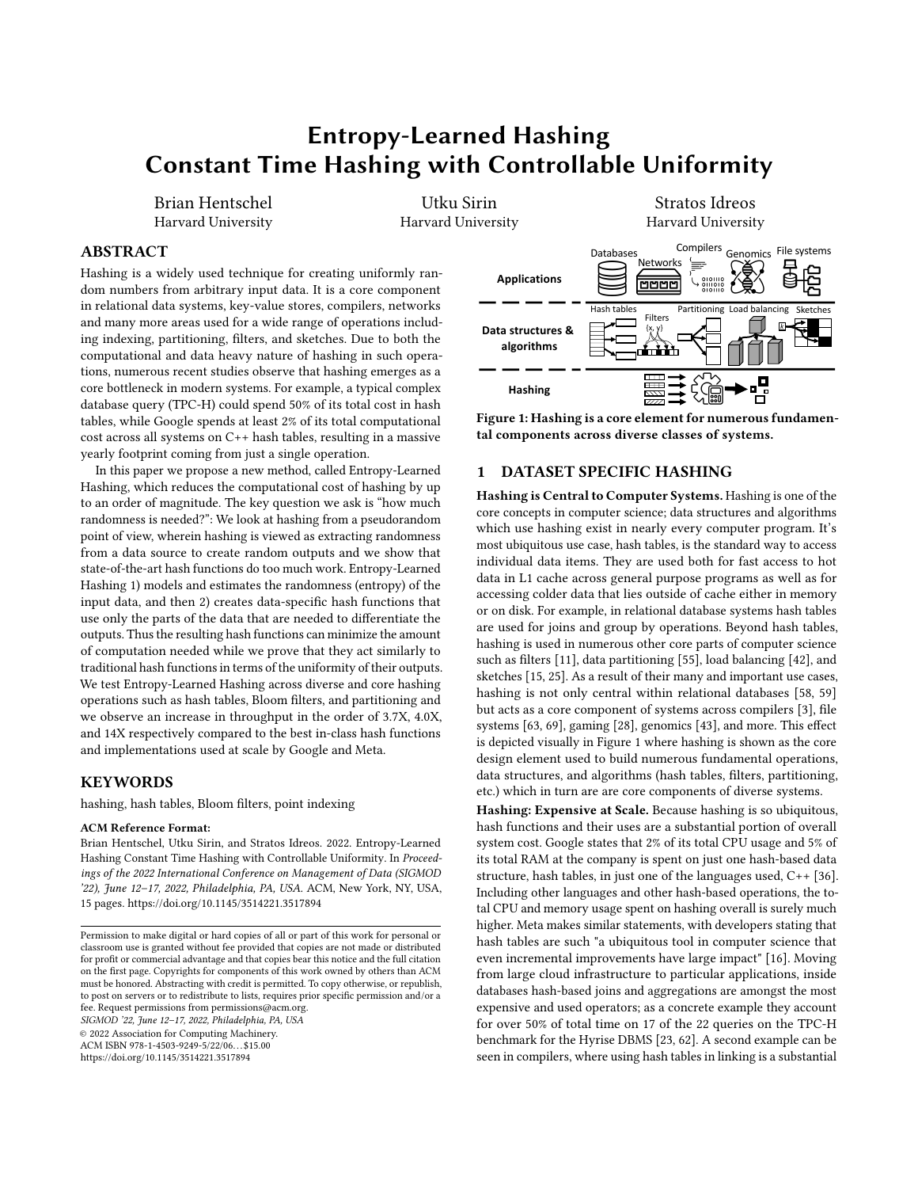# Entropy-Learned Hashing
# Constant Time Hashing with Controllable Uniformity

Brian Hentschel
Harvard University

Utku Sirin
Harvard University

Stratos Idreos
Harvard University

## ABSTRACT

Hashing is a widely used technique for creating uniformly random numbers from arbitrary input data. It is a core component in relational data systems, key-value stores, compilers, networks and many more areas used for a wide range of operations including indexing, partitioning, filters, and sketches. Due to both the computational and data heavy nature of hashing in such operations, numerous recent studies observe that hashing emerges as a core bottleneck in modern systems. For example, a typical complex database query (TPC-H) could spend 50% of its total cost in hash tables, while Google spends at least 2% of its total computational cost across all systems on C++ hash tables, resulting in a massive yearly footprint coming from just a single operation.

In this paper we propose a new method, called Entropy-Learned Hashing, which reduces the computational cost of hashing by up to an order of magnitude. The key question we ask is "how much randomness is needed?": We look at hashing from a pseudorandom point of view, wherein hashing is viewed as extracting randomness from a data source to create random outputs and we show that state-of-the-art hash functions do too much work. Entropy-Learned Hashing 1) models and estimates the randomness (entropy) of the input data, and then 2) creates data-specific hash functions that use only the parts of the data that are needed to differentiate the outputs. Thus the resulting hash functions can minimize the amount of computation needed while we prove that they act similarly to traditional hash functions in terms of the uniformity of their outputs. We test Entropy-Learned Hashing across diverse and core hashing operations such as hash tables, Bloom filters, and partitioning and we observe an increase in throughput in the order of 3.7X, 4.0X, and 14X respectively compared to the best in-class hash functions and implementations used at scale by Google and Meta.

## KEYWORDS

hashing, hash tables, Bloom filters, point indexing

**ACM Reference Format:**
Brian Hentschel, Utku Sirin, and Stratos Idreos. 2022. Entropy-Learned Hashing Constant Time Hashing with Controllable Uniformity. In *Proceedings of the 2022 International Conference on Management of Data (SIGMOD '22), June 12–17, 2022, Philadelphia, PA, USA.* ACM, New York, NY, USA, 15 pages. https://doi.org/10.1145/3514221.3517894

Permission to make digital or hard copies of all or part of this work for personal or classroom use is granted without fee provided that copies are not made or distributed for profit or commercial advantage and that copies bear this notice and the full citation on the first page. Copyrights for components of this work owned by others than ACM must be honored. Abstracting with credit is permitted. To copy otherwise, or republish, to post on servers or to redistribute to lists, requires prior specific permission and/or a fee. Request permissions from permissions@acm.org.
*SIGMOD '22, June 12–17, 2022, Philadelphia, PA, USA*
© 2022 Association for Computing Machinery.
ACM ISBN 978-1-4503-9249-5/22/06…$15.00
https://doi.org/10.1145/3514221.3517894

**Figure 1: Hashing is a core element for numerous fundamental components across diverse classes of systems.**

## 1 DATASET SPECIFIC HASHING

**Hashing is Central to Computer Systems.** Hashing is one of the core concepts in computer science; data structures and algorithms which use hashing exist in nearly every computer program. It's most ubiquitous use case, hash tables, is the standard way to access individual data items. They are used both for fast access to hot data in L1 cache across general purpose programs as well as for accessing colder data that lies outside of cache either in memory or on disk. For example, in relational database systems hash tables are used for joins and group by operations. Beyond hash tables, hashing is used in numerous other core parts of computer science such as filters [11], data partitioning [55], load balancing [42], and sketches [15, 25]. As a result of their many and important use cases, hashing is not only central within relational databases [58, 59] but acts as a core component of systems across compilers [3], file systems [63, 69], gaming [28], genomics [43], and more. This effect is depicted visually in Figure 1 where hashing is shown as the core design element used to build numerous fundamental operations, data structures, and algorithms (hash tables, filters, partitioning, etc.) which in turn are are core components of diverse systems.

**Hashing: Expensive at Scale.** Because hashing is so ubiquitous, hash functions and their uses are a substantial portion of overall system cost. Google states that 2% of its total CPU usage and 5% of its total RAM at the company is spent on just one hash-based data structure, hash tables, in just one of the languages used, C++ [36]. Including other languages and other hash-based operations, the total CPU and memory usage spent on hashing overall is surely much higher. Meta makes similar statements, with developers stating that hash tables are such "a ubiquitous tool in computer science that even incremental improvements have large impact" [16]. Moving from large cloud infrastructure to particular applications, inside databases hash-based joins and aggregations are amongst the most expensive and used operators; as a concrete example they account for over 50% of total time on 17 of the 22 queries on the TPC-H benchmark for the Hyrise DBMS [23, 62]. A second example can be seen in compilers, where using hash tables in linking is a substantial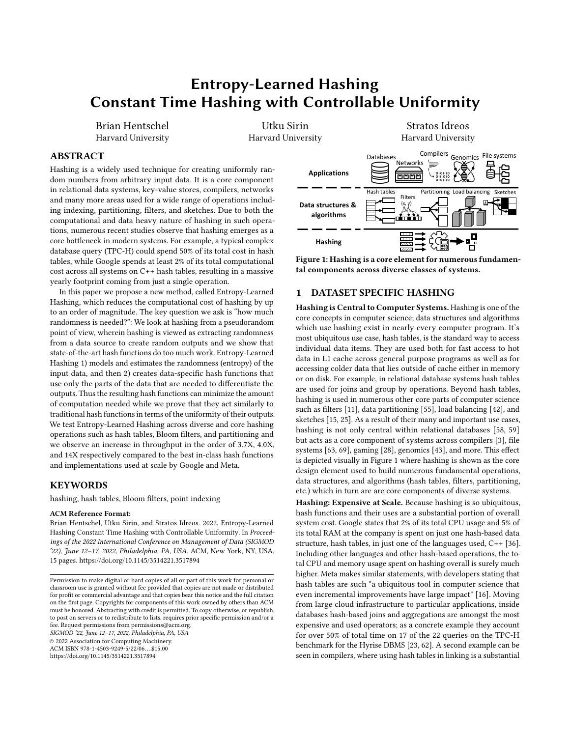# Entropy-Learned Hashing
# Constant Time Hashing with Controllable Uniformity

Brian Hentschel
Harvard University

Utku Sirin
Harvard University

Stratos Idreos
Harvard University

## ABSTRACT

Hashing is a widely used technique for creating uniformly random numbers from arbitrary input data. It is a core component in relational data systems, key-value stores, compilers, networks and many more areas used for a wide range of operations including indexing, partitioning, filters, and sketches. Due to both the computational and data heavy nature of hashing in such operations, numerous recent studies observe that hashing emerges as a core bottleneck in modern systems. For example, a typical complex database query (TPC-H) could spend 50% of its total cost in hash tables, while Google spends at least 2% of its total computational cost across all systems on C++ hash tables, resulting in a massive yearly footprint coming from just a single operation.

In this paper we propose a new method, called Entropy-Learned Hashing, which reduces the computational cost of hashing by up to an order of magnitude. The key question we ask is "how much randomness is needed?": We look at hashing from a pseudorandom point of view, wherein hashing is viewed as extracting randomness from a data source to create random outputs and we show that state-of-the-art hash functions do too much work. Entropy-Learned Hashing 1) models and estimates the randomness (entropy) of the input data, and then 2) creates data-specific hash functions that use only the parts of the data that are needed to differentiate the outputs. Thus the resulting hash functions can minimize the amount of computation needed while we prove that they act similarly to traditional hash functions in terms of the uniformity of their outputs. We test Entropy-Learned Hashing across diverse and core hashing operations such as hash tables, Bloom filters, and partitioning and we observe an increase in throughput in the order of 3.7X, 4.0X, and 14X respectively compared to the best in-class hash functions and implementations used at scale by Google and Meta.

## KEYWORDS

hashing, hash tables, Bloom filters, point indexing

**ACM Reference Format:**
Brian Hentschel, Utku Sirin, and Stratos Idreos. 2022. Entropy-Learned Hashing Constant Time Hashing with Controllable Uniformity. In *Proceedings of the 2022 International Conference on Management of Data (SIGMOD '22), June 12–17, 2022, Philadelphia, PA, USA.* ACM, New York, NY, USA, 15 pages. https://doi.org/10.1145/3514221.3517894

Permission to make digital or hard copies of all or part of this work for personal or classroom use is granted without fee provided that copies are not made or distributed for profit or commercial advantage and that copies bear this notice and the full citation on the first page. Copyrights for components of this work owned by others than ACM must be honored. Abstracting with credit is permitted. To copy otherwise, or republish, to post on servers or to redistribute to lists, requires prior specific permission and/or a fee. Request permissions from permissions@acm.org.
*SIGMOD '22, June 12–17, 2022, Philadelphia, PA, USA*
© 2022 Association for Computing Machinery.
ACM ISBN 978-1-4503-9249-5/22/06...$15.00
https://doi.org/10.1145/3514221.3517894

**Figure 1: Hashing is a core element for numerous fundamental components across diverse classes of systems.**

## 1 DATASET SPECIFIC HASHING

**Hashing is Central to Computer Systems.** Hashing is one of the core concepts in computer science; data structures and algorithms which use hashing exist in nearly every computer program. It's most ubiquitous use case, hash tables, is the standard way to access individual data items. They are used both for fast access to hot data in L1 cache across general purpose programs as well as for accessing colder data that lies outside of cache either in memory or on disk. For example, in relational database systems hash tables are used for joins and group by operations. Beyond hash tables, hashing is used in numerous other core parts of computer science such as filters [11], data partitioning [55], load balancing [42], and sketches [15, 25]. As a result of their many and important use cases, hashing is not only central within relational databases [58, 59] but acts as a core component of systems across compilers [3], file systems [63, 69], gaming [28], genomics [43], and more. This effect is depicted visually in Figure 1 where hashing is shown as the core design element used to build numerous fundamental operations, data structures, and algorithms (hash tables, filters, partitioning, etc.) which in turn are are core components of diverse systems.

**Hashing: Expensive at Scale.** Because hashing is so ubiquitous, hash functions and their uses are a substantial portion of overall system cost. Google states that 2% of its total CPU usage and 5% of its total RAM at the company is spent on just one hash-based data structure, hash tables, in just one of the languages used, C++ [36]. Including other languages and other hash-based operations, the total CPU and memory usage spent on hashing overall is surely much higher. Meta makes similar statements, with developers stating that hash tables are such "a ubiquitous tool in computer science that even incremental improvements have large impact" [16]. Moving from large cloud infrastructure to particular applications, inside databases hash-based joins and aggregations are amongst the most expensive and used operators; as a concrete example they account for over 50% of total time on 17 of the 22 queries on the TPC-H benchmark for the Hyrise DBMS [23, 62]. A second example can be seen in compilers, where using hash tables in linking is a substantial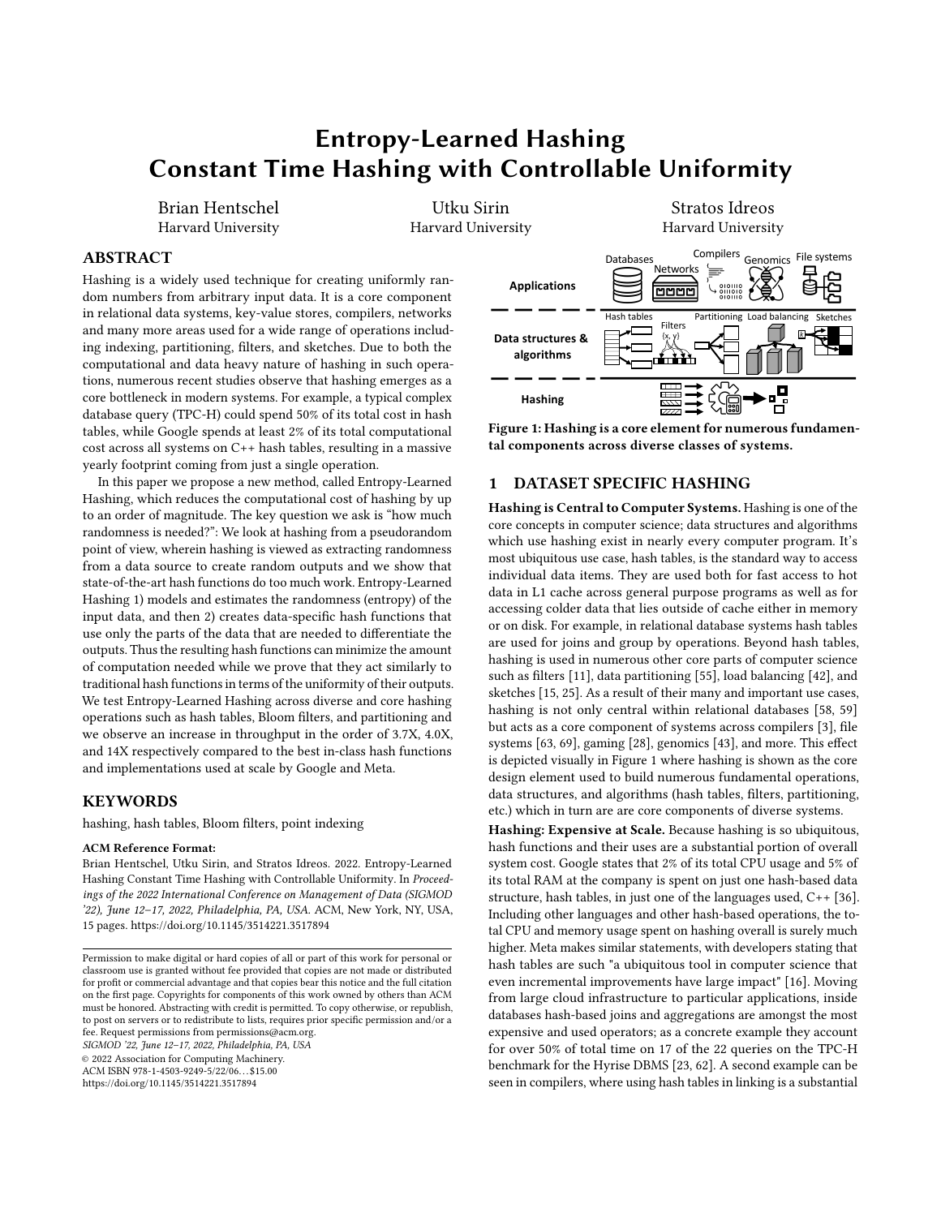# Entropy-Learned Hashing
# Constant Time Hashing with Controllable Uniformity

Brian Hentschel
Harvard University

Utku Sirin
Harvard University

Stratos Idreos
Harvard University

## ABSTRACT

Hashing is a widely used technique for creating uniformly random numbers from arbitrary input data. It is a core component in relational data systems, key-value stores, compilers, networks and many more areas used for a wide range of operations including indexing, partitioning, filters, and sketches. Due to both the computational and data heavy nature of hashing in such operations, numerous recent studies observe that hashing emerges as a core bottleneck in modern systems. For example, a typical complex database query (TPC-H) could spend 50% of its total cost in hash tables, while Google spends at least 2% of its total computational cost across all systems on C++ hash tables, resulting in a massive yearly footprint coming from just a single operation.

In this paper we propose a new method, called Entropy-Learned Hashing, which reduces the computational cost of hashing by up to an order of magnitude. The key question we ask is "how much randomness is needed?": We look at hashing from a pseudorandom point of view, wherein hashing is viewed as extracting randomness from a data source to create random outputs and we show that state-of-the-art hash functions do too much work. Entropy-Learned Hashing 1) models and estimates the randomness (entropy) of the input data, and then 2) creates data-specific hash functions that use only the parts of the data that are needed to differentiate the outputs. Thus the resulting hash functions can minimize the amount of computation needed while we prove that they act similarly to traditional hash functions in terms of the uniformity of their outputs. We test Entropy-Learned Hashing across diverse and core hashing operations such as hash tables, Bloom filters, and partitioning and we observe an increase in throughput in the order of 3.7X, 4.0X, and 14X respectively compared to the best in-class hash functions and implementations used at scale by Google and Meta.

## KEYWORDS

hashing, hash tables, Bloom filters, point indexing

**ACM Reference Format:**
Brian Hentschel, Utku Sirin, and Stratos Idreos. 2022. Entropy-Learned Hashing Constant Time Hashing with Controllable Uniformity. In *Proceedings of the 2022 International Conference on Management of Data (SIGMOD '22), June 12–17, 2022, Philadelphia, PA, USA.* ACM, New York, NY, USA, 15 pages. https://doi.org/10.1145/3514221.3517894

Permission to make digital or hard copies of all or part of this work for personal or classroom use is granted without fee provided that copies are not made or distributed for profit or commercial advantage and that copies bear this notice and the full citation on the first page. Copyrights for components of this work owned by others than ACM must be honored. Abstracting with credit is permitted. To copy otherwise, or republish, to post on servers or to redistribute to lists, requires prior specific permission and/or a fee. Request permissions from permissions@acm.org.
*SIGMOD '22, June 12–17, 2022, Philadelphia, PA, USA*
© 2022 Association for Computing Machinery.
ACM ISBN 978-1-4503-9249-5/22/06…$15.00
https://doi.org/10.1145/3514221.3517894

**Figure 1: Hashing is a core element for numerous fundamental components across diverse classes of systems.**

## 1 DATASET SPECIFIC HASHING

**Hashing is Central to Computer Systems.** Hashing is one of the core concepts in computer science; data structures and algorithms which use hashing exist in nearly every computer program. It's most ubiquitous use case, hash tables, is the standard way to access individual data items. They are used both for fast access to hot data in L1 cache across general purpose programs as well as for accessing colder data that lies outside of cache either in memory or on disk. For example, in relational database systems hash tables are used for joins and group by operations. Beyond hash tables, hashing is used in numerous other core parts of computer science such as filters [11], data partitioning [55], load balancing [42], and sketches [15, 25]. As a result of their many and important use cases, hashing is not only central within relational databases [58, 59] but acts as a core component of systems across compilers [3], file systems [63, 69], gaming [28], genomics [43], and more. This effect is depicted visually in Figure 1 where hashing is shown as the core design element used to build numerous fundamental operations, data structures, and algorithms (hash tables, filters, partitioning, etc.) which in turn are are core components of diverse systems.

**Hashing: Expensive at Scale.** Because hashing is so ubiquitous, hash functions and their uses are a substantial portion of overall system cost. Google states that 2% of its total CPU usage and 5% of its total RAM at the company is spent on just one hash-based data structure, hash tables, in just one of the languages used, C++ [36]. Including other languages and other hash-based operations, the total CPU and memory usage spent on hashing overall is surely much higher. Meta makes similar statements, with developers stating that hash tables are such "a ubiquitous tool in computer science that even incremental improvements have large impact" [16]. Moving from large cloud infrastructure to particular applications, inside databases hash-based joins and aggregations are amongst the most expensive and used operators; as a concrete example they account for over 50% of total time on 17 of the 22 queries on the TPC-H benchmark for the Hyrise DBMS [23, 62]. A second example can be seen in compilers, where using hash tables in linking is a substantial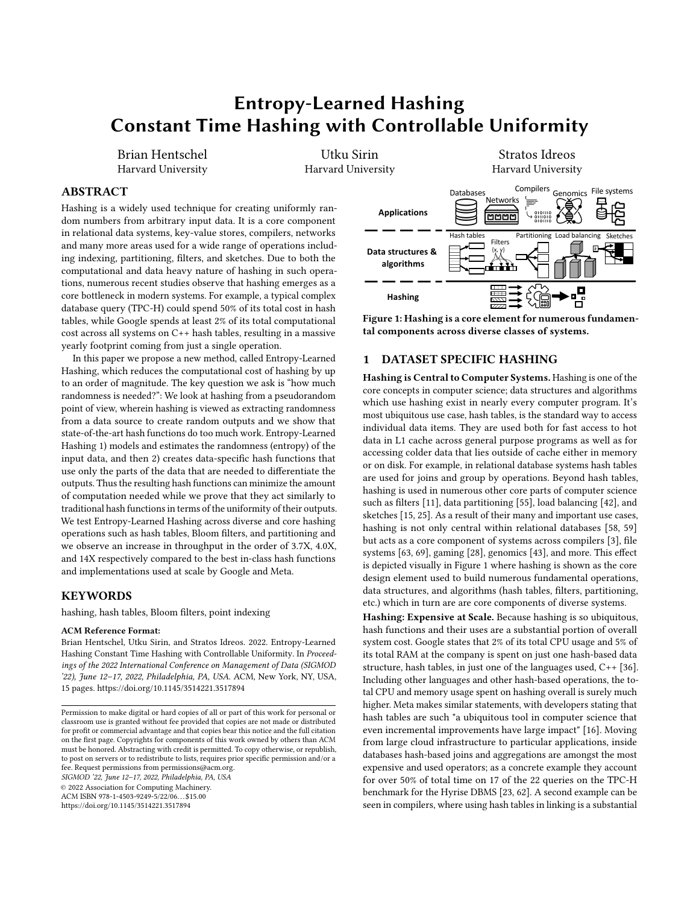# Entropy-Learned Hashing
# Constant Time Hashing with Controllable Uniformity

Brian Hentschel
Harvard University

Utku Sirin
Harvard University

Stratos Idreos
Harvard University

## ABSTRACT

Hashing is a widely used technique for creating uniformly random numbers from arbitrary input data. It is a core component in relational data systems, key-value stores, compilers, networks and many more areas used for a wide range of operations including indexing, partitioning, filters, and sketches. Due to both the computational and data heavy nature of hashing in such operations, numerous recent studies observe that hashing emerges as a core bottleneck in modern systems. For example, a typical complex database query (TPC-H) could spend 50% of its total cost in hash tables, while Google spends at least 2% of its total computational cost across all systems on C++ hash tables, resulting in a massive yearly footprint coming from just a single operation.

In this paper we propose a new method, called Entropy-Learned Hashing, which reduces the computational cost of hashing by up to an order of magnitude. The key question we ask is "how much randomness is needed?": We look at hashing from a pseudorandom point of view, wherein hashing is viewed as extracting randomness from a data source to create random outputs and we show that state-of-the-art hash functions do too much work. Entropy-Learned Hashing 1) models and estimates the randomness (entropy) of the input data, and then 2) creates data-specific hash functions that use only the parts of the data that are needed to differentiate the outputs. Thus the resulting hash functions can minimize the amount of computation needed while we prove that they act similarly to traditional hash functions in terms of the uniformity of their outputs. We test Entropy-Learned Hashing across diverse and core hashing operations such as hash tables, Bloom filters, and partitioning and we observe an increase in throughput in the order of 3.7X, 4.0X, and 14X respectively compared to the best in-class hash functions and implementations used at scale by Google and Meta.

## KEYWORDS

hashing, hash tables, Bloom filters, point indexing

**ACM Reference Format:**
Brian Hentschel, Utku Sirin, and Stratos Idreos. 2022. Entropy-Learned Hashing Constant Time Hashing with Controllable Uniformity. In *Proceedings of the 2022 International Conference on Management of Data (SIGMOD '22), June 12–17, 2022, Philadelphia, PA, USA.* ACM, New York, NY, USA, 15 pages. https://doi.org/10.1145/3514221.3517894

Permission to make digital or hard copies of all or part of this work for personal or classroom use is granted without fee provided that copies are not made or distributed for profit or commercial advantage and that copies bear this notice and the full citation on the first page. Copyrights for components of this work owned by others than ACM must be honored. Abstracting with credit is permitted. To copy otherwise, or republish, to post on servers or to redistribute to lists, requires prior specific permission and/or a fee. Request permissions from permissions@acm.org.
*SIGMOD '22, June 12–17, 2022, Philadelphia, PA, USA*
© 2022 Association for Computing Machinery.
ACM ISBN 978-1-4503-9249-5/22/06...$15.00
https://doi.org/10.1145/3514221.3517894

**Figure 1: Hashing is a core element for numerous fundamental components across diverse classes of systems.**

## 1 DATASET SPECIFIC HASHING

**Hashing is Central to Computer Systems.** Hashing is one of the core concepts in computer science; data structures and algorithms which use hashing exist in nearly every computer program. It's most ubiquitous use case, hash tables, is the standard way to access individual data items. They are used both for fast access to hot data in L1 cache across general purpose programs as well as for accessing colder data that lies outside of cache either in memory or on disk. For example, in relational database systems hash tables are used for joins and group by operations. Beyond hash tables, hashing is used in numerous other core parts of computer science such as filters [11], data partitioning [55], load balancing [42], and sketches [15, 25]. As a result of their many and important use cases, hashing is not only central within relational databases [58, 59] but acts as a core component of systems across compilers [3], file systems [63, 69], gaming [28], genomics [43], and more. This effect is depicted visually in Figure 1 where hashing is shown as the core design element used to build numerous fundamental operations, data structures, and algorithms (hash tables, filters, partitioning, etc.) which in turn are are core components of diverse systems.

**Hashing: Expensive at Scale.** Because hashing is so ubiquitous, hash functions and their uses are a substantial portion of overall system cost. Google states that 2% of its total CPU usage and 5% of its total RAM at the company is spent on just one hash-based data structure, hash tables, in just one of the languages used, C++ [36]. Including other languages and other hash-based operations, the total CPU and memory usage spent on hashing overall is surely much higher. Meta makes similar statements, with developers stating that hash tables are such "a ubiquitous tool in computer science that even incremental improvements have large impact" [16]. Moving from large cloud infrastructure to particular applications, inside databases hash-based joins and aggregations are amongst the most expensive and used operators; as a concrete example they account for over 50% of total time on 17 of the 22 queries on the TPC-H benchmark for the Hyrise DBMS [23, 62]. A second example can be seen in compilers, where using hash tables in linking is a substantial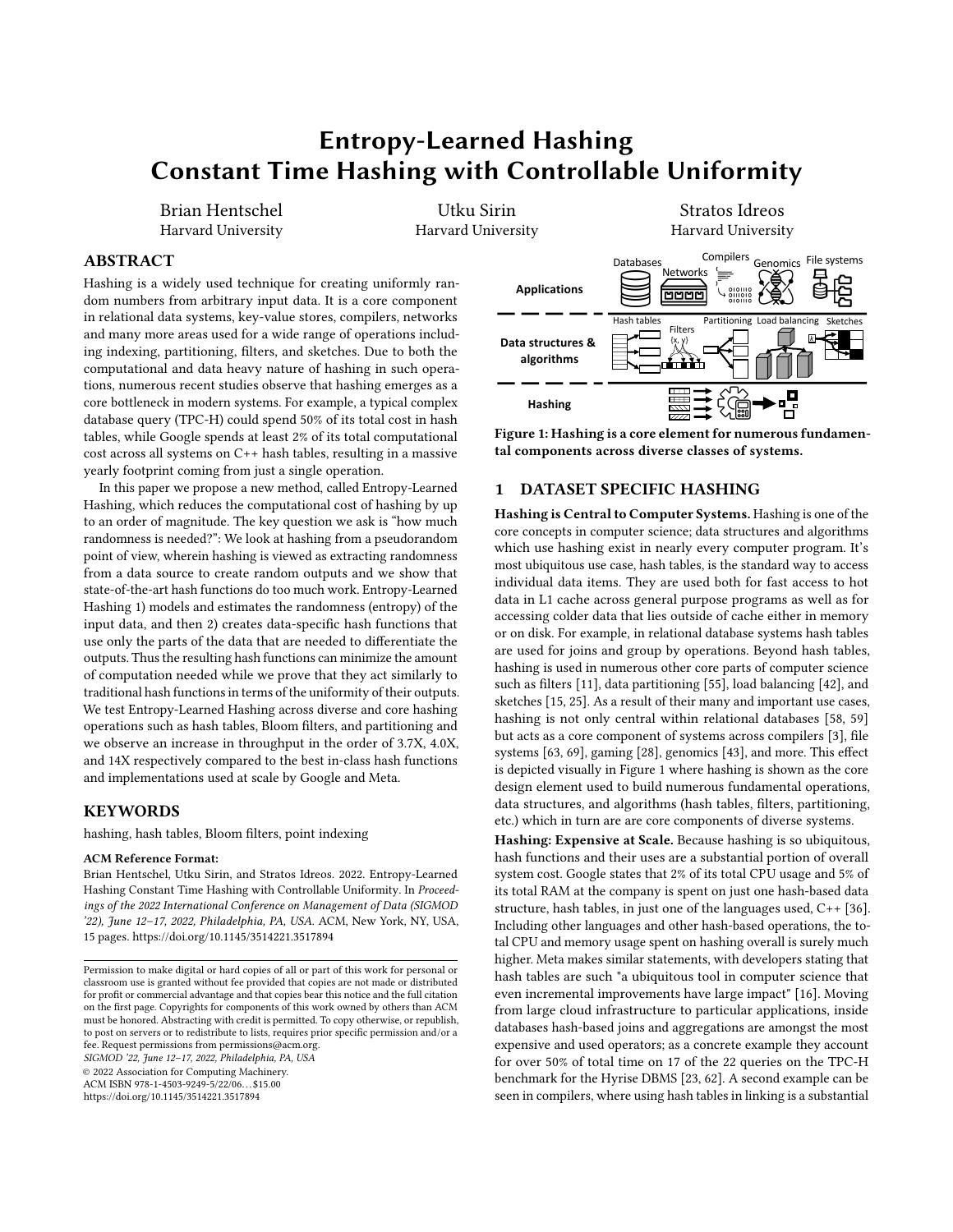# Entropy-Learned Hashing
# Constant Time Hashing with Controllable Uniformity

Brian Hentschel
Harvard University

Utku Sirin
Harvard University

Stratos Idreos
Harvard University

## ABSTRACT

Hashing is a widely used technique for creating uniformly random numbers from arbitrary input data. It is a core component in relational data systems, key-value stores, compilers, networks and many more areas used for a wide range of operations including indexing, partitioning, filters, and sketches. Due to both the computational and data heavy nature of hashing in such operations, numerous recent studies observe that hashing emerges as a core bottleneck in modern systems. For example, a typical complex database query (TPC-H) could spend 50% of its total cost in hash tables, while Google spends at least 2% of its total computational cost across all systems on C++ hash tables, resulting in a massive yearly footprint coming from just a single operation.

In this paper we propose a new method, called Entropy-Learned Hashing, which reduces the computational cost of hashing by up to an order of magnitude. The key question we ask is "how much randomness is needed?": We look at hashing from a pseudorandom point of view, wherein hashing is viewed as extracting randomness from a data source to create random outputs and we show that state-of-the-art hash functions do too much work. Entropy-Learned Hashing 1) models and estimates the randomness (entropy) of the input data, and then 2) creates data-specific hash functions that use only the parts of the data that are needed to differentiate the outputs. Thus the resulting hash functions can minimize the amount of computation needed while we prove that they act similarly to traditional hash functions in terms of the uniformity of their outputs. We test Entropy-Learned Hashing across diverse and core hashing operations such as hash tables, Bloom filters, and partitioning and we observe an increase in throughput in the order of 3.7X, 4.0X, and 14X respectively compared to the best in-class hash functions and implementations used at scale by Google and Meta.

## KEYWORDS

hashing, hash tables, Bloom filters, point indexing

**ACM Reference Format:**
Brian Hentschel, Utku Sirin, and Stratos Idreos. 2022. Entropy-Learned Hashing Constant Time Hashing with Controllable Uniformity. In *Proceedings of the 2022 International Conference on Management of Data (SIGMOD '22), June 12–17, 2022, Philadelphia, PA, USA.* ACM, New York, NY, USA, 15 pages. https://doi.org/10.1145/3514221.3517894

Permission to make digital or hard copies of all or part of this work for personal or classroom use is granted without fee provided that copies are not made or distributed for profit or commercial advantage and that copies bear this notice and the full citation on the first page. Copyrights for components of this work owned by others than ACM must be honored. Abstracting with credit is permitted. To copy otherwise, or republish, to post on servers or to redistribute to lists, requires prior specific permission and/or a fee. Request permissions from permissions@acm.org.
*SIGMOD '22, June 12–17, 2022, Philadelphia, PA, USA*
© 2022 Association for Computing Machinery.
ACM ISBN 978-1-4503-9249-5/22/06…$15.00
https://doi.org/10.1145/3514221.3517894

Figure 1: Hashing is a core element for numerous fundamental components across diverse classes of systems.

## 1 DATASET SPECIFIC HASHING

**Hashing is Central to Computer Systems.** Hashing is one of the core concepts in computer science; data structures and algorithms which use hashing exist in nearly every computer program. It's most ubiquitous use case, hash tables, is the standard way to access individual data items. They are used both for fast access to hot data in L1 cache across general purpose programs as well as for accessing colder data that lies outside of cache either in memory or on disk. For example, in relational database systems hash tables are used for joins and group by operations. Beyond hash tables, hashing is used in numerous other core parts of computer science such as filters [11], data partitioning [55], load balancing [42], and sketches [15, 25]. As a result of their many and important use cases, hashing is not only central within relational databases [58, 59] but acts as a core component of systems across compilers [3], file systems [63, 69], gaming [28], genomics [43], and more. This effect is depicted visually in Figure 1 where hashing is shown as the core design element used to build numerous fundamental operations, data structures, and algorithms (hash tables, filters, partitioning, etc.) which in turn are are core components of diverse systems.

**Hashing: Expensive at Scale.** Because hashing is so ubiquitous, hash functions and their uses are a substantial portion of overall system cost. Google states that 2% of its total CPU usage and 5% of its total RAM at the company is spent on just one hash-based data structure, hash tables, in just one of the languages used, C++ [36]. Including other languages and other hash-based operations, the total CPU and memory usage spent on hashing overall is surely much higher. Meta makes similar statements, with developers stating that hash tables are such "a ubiquitous tool in computer science that even incremental improvements have large impact" [16]. Moving from large cloud infrastructure to particular applications, inside databases hash-based joins and aggregations are amongst the most expensive and used operators; as a concrete example they account for over 50% of total time on 17 of the 22 queries on the TPC-H benchmark for the Hyrise DBMS [23, 62]. A second example can be seen in compilers, where using hash tables in linking is a substantial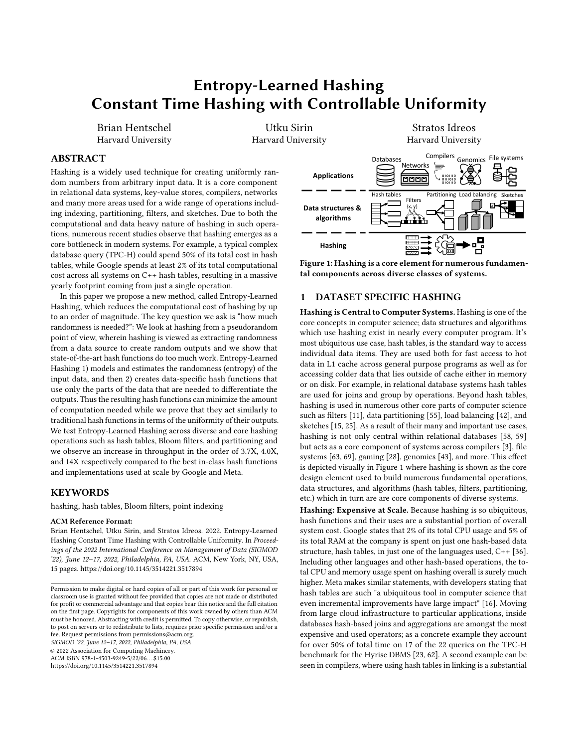# Entropy-Learned Hashing
# Constant Time Hashing with Controllable Uniformity

Brian Hentschel
Harvard University

Utku Sirin
Harvard University

Stratos Idreos
Harvard University

## ABSTRACT

Hashing is a widely used technique for creating uniformly random numbers from arbitrary input data. It is a core component in relational data systems, key-value stores, compilers, networks and many more areas used for a wide range of operations including indexing, partitioning, filters, and sketches. Due to both the computational and data heavy nature of hashing in such operations, numerous recent studies observe that hashing emerges as a core bottleneck in modern systems. For example, a typical complex database query (TPC-H) could spend 50% of its total cost in hash tables, while Google spends at least 2% of its total computational cost across all systems on C++ hash tables, resulting in a massive yearly footprint coming from just a single operation.

In this paper we propose a new method, called Entropy-Learned Hashing, which reduces the computational cost of hashing by up to an order of magnitude. The key question we ask is "how much randomness is needed?": We look at hashing from a pseudorandom point of view, wherein hashing is viewed as extracting randomness from a data source to create random outputs and we show that state-of-the-art hash functions do too much work. Entropy-Learned Hashing 1) models and estimates the randomness (entropy) of the input data, and then 2) creates data-specific hash functions that use only the parts of the data that are needed to differentiate the outputs. Thus the resulting hash functions can minimize the amount of computation needed while we prove that they act similarly to traditional hash functions in terms of the uniformity of their outputs. We test Entropy-Learned Hashing across diverse and core hashing operations such as hash tables, Bloom filters, and partitioning and we observe an increase in throughput in the order of 3.7X, 4.0X, and 14X respectively compared to the best in-class hash functions and implementations used at scale by Google and Meta.

## KEYWORDS

hashing, hash tables, Bloom filters, point indexing

**ACM Reference Format:**
Brian Hentschel, Utku Sirin, and Stratos Idreos. 2022. Entropy-Learned Hashing Constant Time Hashing with Controllable Uniformity. In *Proceedings of the 2022 International Conference on Management of Data (SIGMOD '22), June 12–17, 2022, Philadelphia, PA, USA.* ACM, New York, NY, USA, 15 pages. https://doi.org/10.1145/3514221.3517894

Permission to make digital or hard copies of all or part of this work for personal or classroom use is granted without fee provided that copies are not made or distributed for profit or commercial advantage and that copies bear this notice and the full citation on the first page. Copyrights for components of this work owned by others than ACM must be honored. Abstracting with credit is permitted. To copy otherwise, or republish, to post on servers or to redistribute to lists, requires prior specific permission and/or a fee. Request permissions from permissions@acm.org.
*SIGMOD '22, June 12–17, 2022, Philadelphia, PA, USA*
© 2022 Association for Computing Machinery.
ACM ISBN 978-1-4503-9249-5/22/06…$15.00
https://doi.org/10.1145/3514221.3517894

**Figure 1: Hashing is a core element for numerous fundamental components across diverse classes of systems.**

## 1 DATASET SPECIFIC HASHING

**Hashing is Central to Computer Systems.** Hashing is one of the core concepts in computer science; data structures and algorithms which use hashing exist in nearly every computer program. It's most ubiquitous use case, hash tables, is the standard way to access individual data items. They are used both for fast access to hot data in L1 cache across general purpose programs as well as for accessing colder data that lies outside of cache either in memory or on disk. For example, in relational database systems hash tables are used for joins and group by operations. Beyond hash tables, hashing is used in numerous other core parts of computer science such as filters [11], data partitioning [55], load balancing [42], and sketches [15, 25]. As a result of their many and important use cases, hashing is not only central within relational databases [58, 59] but acts as a core component of systems across compilers [3], file systems [63, 69], gaming [28], genomics [43], and more. This effect is depicted visually in Figure 1 where hashing is shown as the core design element used to build numerous fundamental operations, data structures, and algorithms (hash tables, filters, partitioning, etc.) which in turn are are core components of diverse systems.

**Hashing: Expensive at Scale.** Because hashing is so ubiquitous, hash functions and their uses are a substantial portion of overall system cost. Google states that 2% of its total CPU usage and 5% of its total RAM at the company is spent on just one hash-based data structure, hash tables, in just one of the languages used, C++ [36]. Including other languages and other hash-based operations, the total CPU and memory usage spent on hashing overall is surely much higher. Meta makes similar statements, with developers stating that hash tables are such "a ubiquitous tool in computer science that even incremental improvements have large impact" [16]. Moving from large cloud infrastructure to particular applications, inside databases hash-based joins and aggregations are amongst the most expensive and used operators; as a concrete example they account for over 50% of total time on 17 of the 22 queries on the TPC-H benchmark for the Hyrise DBMS [23, 62]. A second example can be seen in compilers, where using hash tables in linking is a substantial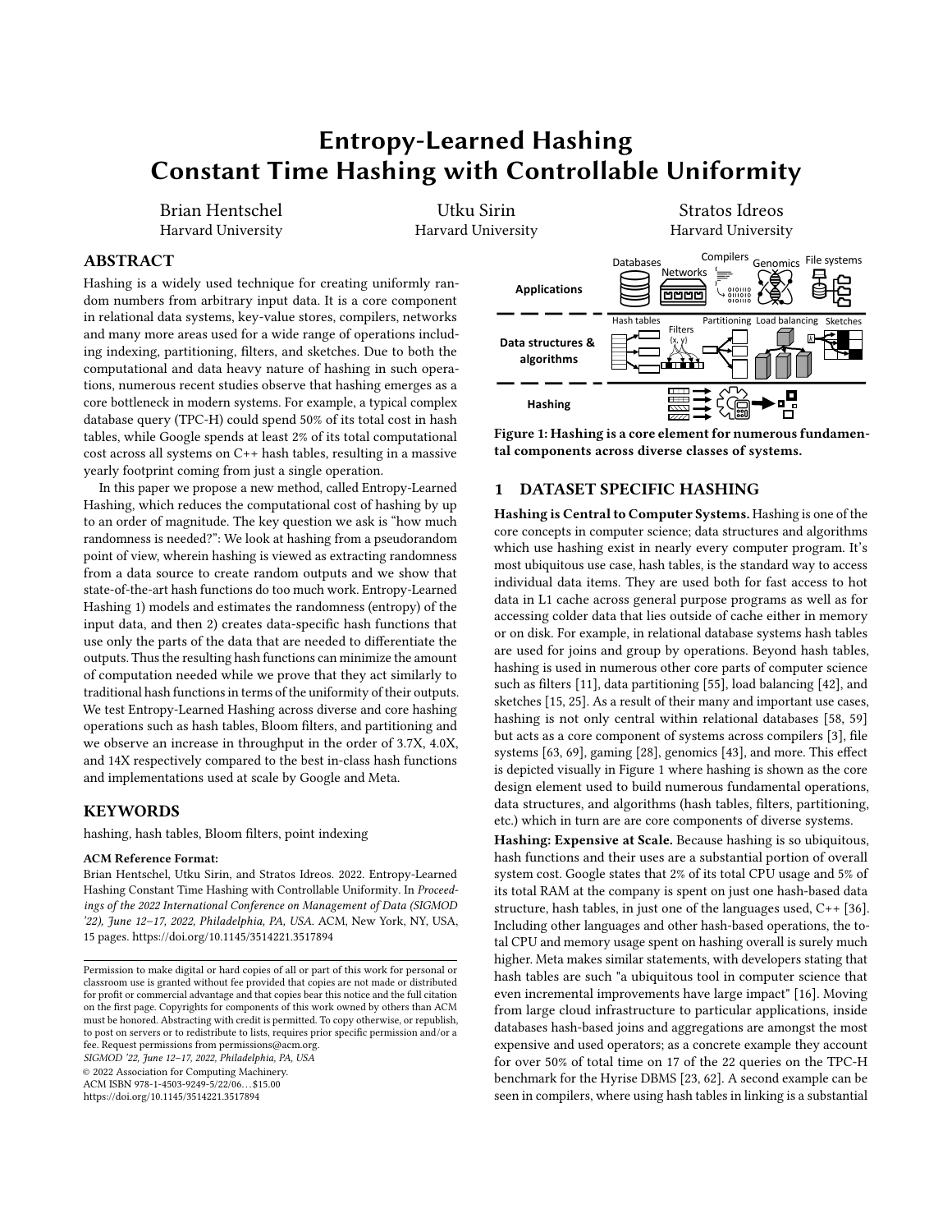# Entropy-Learned Hashing
# Constant Time Hashing with Controllable Uniformity

Brian Hentschel
Harvard University

Utku Sirin
Harvard University

Stratos Idreos
Harvard University

## ABSTRACT

Hashing is a widely used technique for creating uniformly random numbers from arbitrary input data. It is a core component in relational data systems, key-value stores, compilers, networks and many more areas used for a wide range of operations including indexing, partitioning, filters, and sketches. Due to both the computational and data heavy nature of hashing in such operations, numerous recent studies observe that hashing emerges as a core bottleneck in modern systems. For example, a typical complex database query (TPC-H) could spend 50% of its total cost in hash tables, while Google spends at least 2% of its total computational cost across all systems on C++ hash tables, resulting in a massive yearly footprint coming from just a single operation.

In this paper we propose a new method, called Entropy-Learned Hashing, which reduces the computational cost of hashing by up to an order of magnitude. The key question we ask is "how much randomness is needed?": We look at hashing from a pseudorandom point of view, wherein hashing is viewed as extracting randomness from a data source to create random outputs and we show that state-of-the-art hash functions do too much work. Entropy-Learned Hashing 1) models and estimates the randomness (entropy) of the input data, and then 2) creates data-specific hash functions that use only the parts of the data that are needed to differentiate the outputs. Thus the resulting hash functions can minimize the amount of computation needed while we prove that they act similarly to traditional hash functions in terms of the uniformity of their outputs. We test Entropy-Learned Hashing across diverse and core hashing operations such as hash tables, Bloom filters, and partitioning and we observe an increase in throughput in the order of 3.7X, 4.0X, and 14X respectively compared to the best in-class hash functions and implementations used at scale by Google and Meta.

## KEYWORDS

hashing, hash tables, Bloom filters, point indexing

**ACM Reference Format:**
Brian Hentschel, Utku Sirin, and Stratos Idreos. 2022. Entropy-Learned Hashing Constant Time Hashing with Controllable Uniformity. In *Proceedings of the 2022 International Conference on Management of Data (SIGMOD '22), June 12–17, 2022, Philadelphia, PA, USA.* ACM, New York, NY, USA, 15 pages. https://doi.org/10.1145/3514221.3517894

Permission to make digital or hard copies of all or part of this work for personal or classroom use is granted without fee provided that copies are not made or distributed for profit or commercial advantage and that copies bear this notice and the full citation on the first page. Copyrights for components of this work owned by others than ACM must be honored. Abstracting with credit is permitted. To copy otherwise, or republish, to post on servers or to redistribute to lists, requires prior specific permission and/or a fee. Request permissions from permissions@acm.org.
*SIGMOD '22, June 12–17, 2022, Philadelphia, PA, USA*
© 2022 Association for Computing Machinery.
ACM ISBN 978-1-4503-9249-5/22/06...$15.00
https://doi.org/10.1145/3514221.3517894

**Figure 1: Hashing is a core element for numerous fundamental components across diverse classes of systems.**

## 1 DATASET SPECIFIC HASHING

**Hashing is Central to Computer Systems.** Hashing is one of the core concepts in computer science; data structures and algorithms which use hashing exist in nearly every computer program. It's most ubiquitous use case, hash tables, is the standard way to access individual data items. They are used both for fast access to hot data in L1 cache across general purpose programs as well as for accessing colder data that lies outside of cache either in memory or on disk. For example, in relational database systems hash tables are used for joins and group by operations. Beyond hash tables, hashing is used in numerous other core parts of computer science such as filters [11], data partitioning [55], load balancing [42], and sketches [15, 25]. As a result of their many and important use cases, hashing is not only central within relational databases [58, 59] but acts as a core component of systems across compilers [3], file systems [63, 69], gaming [28], genomics [43], and more. This effect is depicted visually in Figure 1 where hashing is shown as the core design element used to build numerous fundamental operations, data structures, and algorithms (hash tables, filters, partitioning, etc.) which in turn are are core components of diverse systems.

**Hashing: Expensive at Scale.** Because hashing is so ubiquitous, hash functions and their uses are a substantial portion of overall system cost. Google states that 2% of its total CPU usage and 5% of its total RAM at the company is spent on just one hash-based data structure, hash tables, in just one of the languages used, C++ [36]. Including other languages and other hash-based operations, the total CPU and memory usage spent on hashing overall is surely much higher. Meta makes similar statements, with developers stating that hash tables are such "a ubiquitous tool in computer science that even incremental improvements have large impact" [16]. Moving from large cloud infrastructure to particular applications, inside databases hash-based joins and aggregations are amongst the most expensive and used operators; as a concrete example they account for over 50% of total time on 17 of the 22 queries on the TPC-H benchmark for the Hyrise DBMS [23, 62]. A second example can be seen in compilers, where using hash tables in linking is a substantial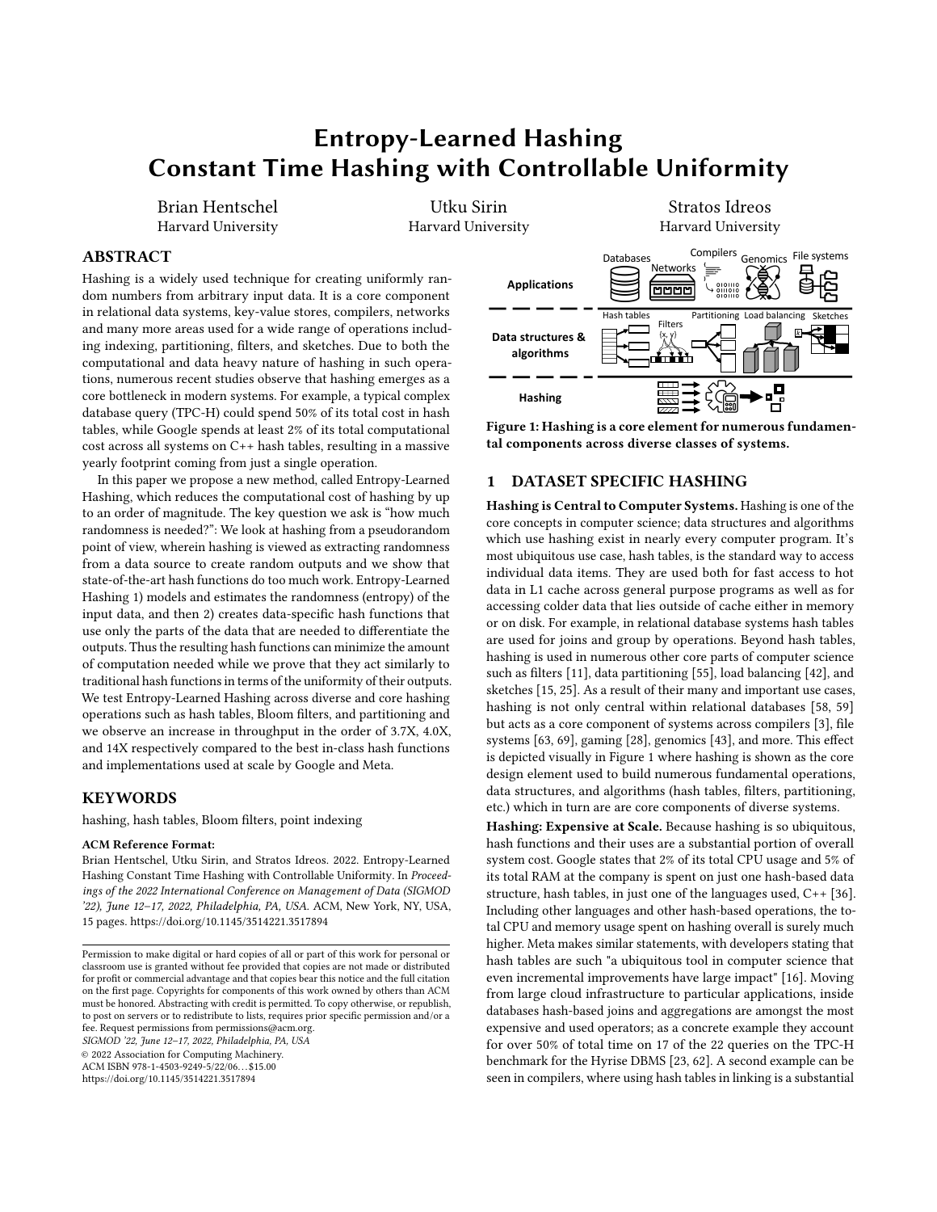# Entropy-Learned Hashing Constant Time Hashing with Controllable Uniformity

Brian Hentschel
Harvard University

Utku Sirin
Harvard University

Stratos Idreos
Harvard University

## ABSTRACT

Hashing is a widely used technique for creating uniformly random numbers from arbitrary input data. It is a core component in relational data systems, key-value stores, compilers, networks and many more areas used for a wide range of operations including indexing, partitioning, filters, and sketches. Due to both the computational and data heavy nature of hashing in such operations, numerous recent studies observe that hashing emerges as a core bottleneck in modern systems. For example, a typical complex database query (TPC-H) could spend 50% of its total cost in hash tables, while Google spends at least 2% of its total computational cost across all systems on C++ hash tables, resulting in a massive yearly footprint coming from just a single operation.

In this paper we propose a new method, called Entropy-Learned Hashing, which reduces the computational cost of hashing by up to an order of magnitude. The key question we ask is "how much randomness is needed?": We look at hashing from a pseudorandom point of view, wherein hashing is viewed as extracting randomness from a data source to create random outputs and we show that state-of-the-art hash functions do too much work. Entropy-Learned Hashing 1) models and estimates the randomness (entropy) of the input data, and then 2) creates data-specific hash functions that use only the parts of the data that are needed to differentiate the outputs. Thus the resulting hash functions can minimize the amount of computation needed while we prove that they act similarly to traditional hash functions in terms of the uniformity of their outputs. We test Entropy-Learned Hashing across diverse and core hashing operations such as hash tables, Bloom filters, and partitioning and we observe an increase in throughput in the order of 3.7X, 4.0X, and 14X respectively compared to the best in-class hash functions and implementations used at scale by Google and Meta.

## KEYWORDS

hashing, hash tables, Bloom filters, point indexing

**ACM Reference Format:**
Brian Hentschel, Utku Sirin, and Stratos Idreos. 2022. Entropy-Learned Hashing Constant Time Hashing with Controllable Uniformity. In *Proceedings of the 2022 International Conference on Management of Data (SIGMOD '22), June 12–17, 2022, Philadelphia, PA, USA.* ACM, New York, NY, USA, 15 pages. https://doi.org/10.1145/3514221.3517894

Permission to make digital or hard copies of all or part of this work for personal or classroom use is granted without fee provided that copies are not made or distributed for profit or commercial advantage and that copies bear this notice and the full citation on the first page. Copyrights for components of this work owned by others than ACM must be honored. Abstracting with credit is permitted. To copy otherwise, or republish, to post on servers or to redistribute to lists, requires prior specific permission and/or a fee. Request permissions from permissions@acm.org.
*SIGMOD '22, June 12–17, 2022, Philadelphia, PA, USA*
© 2022 Association for Computing Machinery.
ACM ISBN 978-1-4503-9249-5/22/06...$15.00
https://doi.org/10.1145/3514221.3517894

**Figure 1: Hashing is a core element for numerous fundamental components across diverse classes of systems.**

## 1 DATASET SPECIFIC HASHING

**Hashing is Central to Computer Systems.** Hashing is one of the core concepts in computer science; data structures and algorithms which use hashing exist in nearly every computer program. It's most ubiquitous use case, hash tables, is the standard way to access individual data items. They are used both for fast access to hot data in L1 cache across general purpose programs as well as for accessing colder data that lies outside of cache either in memory or on disk. For example, in relational database systems hash tables are used for joins and group by operations. Beyond hash tables, hashing is used in numerous other core parts of computer science such as filters [11], data partitioning [55], load balancing [42], and sketches [15, 25]. As a result of their many and important use cases, hashing is not only central within relational databases [58, 59] but acts as a core component of systems across compilers [3], file systems [63, 69], gaming [28], genomics [43], and more. This effect is depicted visually in Figure 1 where hashing is shown as the core design element used to build numerous fundamental operations, data structures, and algorithms (hash tables, filters, partitioning, etc.) which in turn are are core components of diverse systems.

**Hashing: Expensive at Scale.** Because hashing is so ubiquitous, hash functions and their uses are a substantial portion of overall system cost. Google states that 2% of its total CPU usage and 5% of its total RAM at the company is spent on just one hash-based data structure, hash tables, in just one of the languages used, C++ [36]. Including other languages and other hash-based operations, the total CPU and memory usage spent on hashing overall is surely much higher. Meta makes similar statements, with developers stating that hash tables are such "a ubiquitous tool in computer science that even incremental improvements have large impact" [16]. Moving from large cloud infrastructure to particular applications, inside databases hash-based joins and aggregations are amongst the most expensive and used operators; as a concrete example they account for over 50% of total time on 17 of the 22 queries on the TPC-H benchmark for the Hyrise DBMS [23, 62]. A second example can be seen in compilers, where using hash tables in linking is a substantial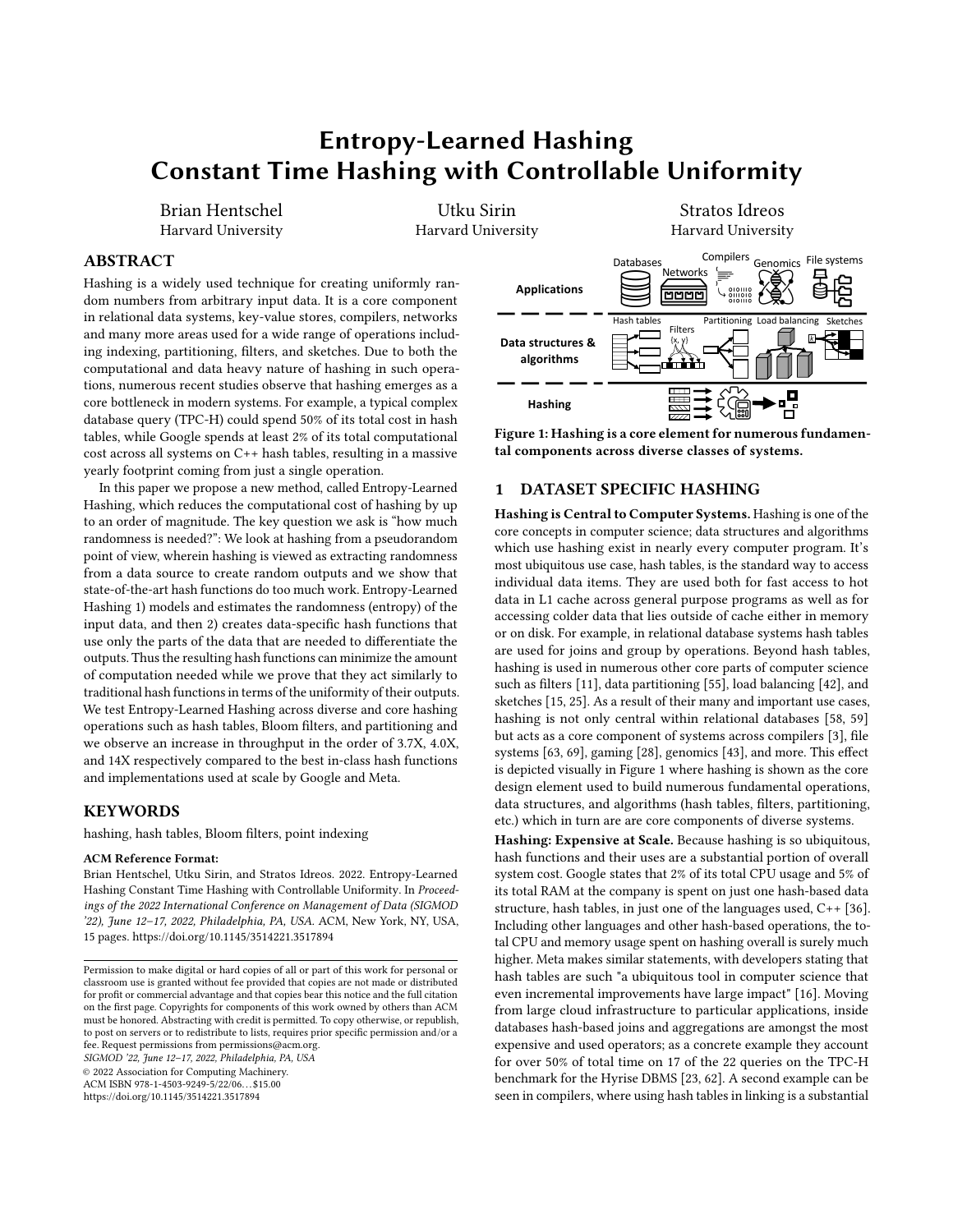# Entropy-Learned Hashing
# Constant Time Hashing with Controllable Uniformity

Brian Hentschel
Harvard University

Utku Sirin
Harvard University

Stratos Idreos
Harvard University

## ABSTRACT

Hashing is a widely used technique for creating uniformly random numbers from arbitrary input data. It is a core component in relational data systems, key-value stores, compilers, networks and many more areas used for a wide range of operations including indexing, partitioning, filters, and sketches. Due to both the computational and data heavy nature of hashing in such operations, numerous recent studies observe that hashing emerges as a core bottleneck in modern systems. For example, a typical complex database query (TPC-H) could spend 50% of its total cost in hash tables, while Google spends at least 2% of its total computational cost across all systems on C++ hash tables, resulting in a massive yearly footprint coming from just a single operation.

In this paper we propose a new method, called Entropy-Learned Hashing, which reduces the computational cost of hashing by up to an order of magnitude. The key question we ask is "how much randomness is needed?": We look at hashing from a pseudorandom point of view, wherein hashing is viewed as extracting randomness from a data source to create random outputs and we show that state-of-the-art hash functions do too much work. Entropy-Learned Hashing 1) models and estimates the randomness (entropy) of the input data, and then 2) creates data-specific hash functions that use only the parts of the data that are needed to differentiate the outputs. Thus the resulting hash functions can minimize the amount of computation needed while we prove that they act similarly to traditional hash functions in terms of the uniformity of their outputs. We test Entropy-Learned Hashing across diverse and core hashing operations such as hash tables, Bloom filters, and partitioning and we observe an increase in throughput in the order of 3.7X, 4.0X, and 14X respectively compared to the best in-class hash functions and implementations used at scale by Google and Meta.

## KEYWORDS

hashing, hash tables, Bloom filters, point indexing

**ACM Reference Format:**
Brian Hentschel, Utku Sirin, and Stratos Idreos. 2022. Entropy-Learned Hashing Constant Time Hashing with Controllable Uniformity. In *Proceedings of the 2022 International Conference on Management of Data (SIGMOD '22), June 12–17, 2022, Philadelphia, PA, USA.* ACM, New York, NY, USA, 15 pages. https://doi.org/10.1145/3514221.3517894

Permission to make digital or hard copies of all or part of this work for personal or classroom use is granted without fee provided that copies are not made or distributed for profit or commercial advantage and that copies bear this notice and the full citation on the first page. Copyrights for components of this work owned by others than ACM must be honored. Abstracting with credit is permitted. To copy otherwise, or republish, to post on servers or to redistribute to lists, requires prior specific permission and/or a fee. Request permissions from permissions@acm.org.
*SIGMOD '22, June 12–17, 2022, Philadelphia, PA, USA*
© 2022 Association for Computing Machinery.
ACM ISBN 978-1-4503-9249-5/22/06…$15.00
https://doi.org/10.1145/3514221.3517894

**Figure 1: Hashing is a core element for numerous fundamental components across diverse classes of systems.**

## 1 DATASET SPECIFIC HASHING

**Hashing is Central to Computer Systems.** Hashing is one of the core concepts in computer science; data structures and algorithms which use hashing exist in nearly every computer program. It's most ubiquitous use case, hash tables, is the standard way to access individual data items. They are used both for fast access to hot data in L1 cache across general purpose programs as well as for accessing colder data that lies outside of cache either in memory or on disk. For example, in relational database systems hash tables are used for joins and group by operations. Beyond hash tables, hashing is used in numerous other core parts of computer science such as filters [11], data partitioning [55], load balancing [42], and sketches [15, 25]. As a result of their many and important use cases, hashing is not only central within relational databases [58, 59] but acts as a core component of systems across compilers [3], file systems [63, 69], gaming [28], genomics [43], and more. This effect is depicted visually in Figure 1 where hashing is shown as the core design element used to build numerous fundamental operations, data structures, and algorithms (hash tables, filters, partitioning, etc.) which in turn are are core components of diverse systems.

**Hashing: Expensive at Scale.** Because hashing is so ubiquitous, hash functions and their uses are a substantial portion of overall system cost. Google states that 2% of its total CPU usage and 5% of its total RAM at the company is spent on just one hash-based data structure, hash tables, in just one of the languages used, C++ [36]. Including other languages and other hash-based operations, the total CPU and memory usage spent on hashing overall is surely much higher. Meta makes similar statements, with developers stating that hash tables are such "a ubiquitous tool in computer science that even incremental improvements have large impact" [16]. Moving from large cloud infrastructure to particular applications, inside databases hash-based joins and aggregations are amongst the most expensive and used operators; as a concrete example they account for over 50% of total time on 17 of the 22 queries on the TPC-H benchmark for the Hyrise DBMS [23, 62]. A second example can be seen in compilers, where using hash tables in linking is a substantial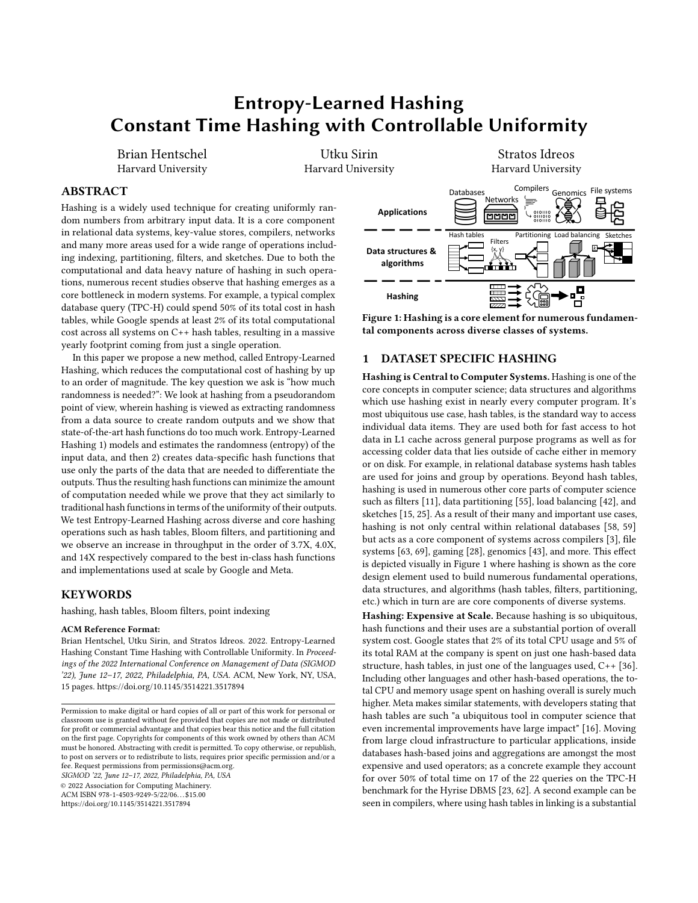# Entropy-Learned Hashing
# Constant Time Hashing with Controllable Uniformity

Brian Hentschel
Harvard University

Utku Sirin
Harvard University

Stratos Idreos
Harvard University

## ABSTRACT

Hashing is a widely used technique for creating uniformly random numbers from arbitrary input data. It is a core component in relational data systems, key-value stores, compilers, networks and many more areas used for a wide range of operations including indexing, partitioning, filters, and sketches. Due to both the computational and data heavy nature of hashing in such operations, numerous recent studies observe that hashing emerges as a core bottleneck in modern systems. For example, a typical complex database query (TPC-H) could spend 50% of its total cost in hash tables, while Google spends at least 2% of its total computational cost across all systems on C++ hash tables, resulting in a massive yearly footprint coming from just a single operation.

In this paper we propose a new method, called Entropy-Learned Hashing, which reduces the computational cost of hashing by up to an order of magnitude. The key question we ask is "how much randomness is needed?": We look at hashing from a pseudorandom point of view, wherein hashing is viewed as extracting randomness from a data source to create random outputs and we show that state-of-the-art hash functions do too much work. Entropy-Learned Hashing 1) models and estimates the randomness (entropy) of the input data, and then 2) creates data-specific hash functions that use only the parts of the data that are needed to differentiate the outputs. Thus the resulting hash functions can minimize the amount of computation needed while we prove that they act similarly to traditional hash functions in terms of the uniformity of their outputs. We test Entropy-Learned Hashing across diverse and core hashing operations such as hash tables, Bloom filters, and partitioning and we observe an increase in throughput in the order of 3.7X, 4.0X, and 14X respectively compared to the best in-class hash functions and implementations used at scale by Google and Meta.

## KEYWORDS

hashing, hash tables, Bloom filters, point indexing

**ACM Reference Format:**
Brian Hentschel, Utku Sirin, and Stratos Idreos. 2022. Entropy-Learned Hashing Constant Time Hashing with Controllable Uniformity. In *Proceedings of the 2022 International Conference on Management of Data (SIGMOD '22), June 12–17, 2022, Philadelphia, PA, USA.* ACM, New York, NY, USA, 15 pages. https://doi.org/10.1145/3514221.3517894

Permission to make digital or hard copies of all or part of this work for personal or classroom use is granted without fee provided that copies are not made or distributed for profit or commercial advantage and that copies bear this notice and the full citation on the first page. Copyrights for components of this work owned by others than ACM must be honored. Abstracting with credit is permitted. To copy otherwise, or republish, to post on servers or to redistribute to lists, requires prior specific permission and/or a fee. Request permissions from permissions@acm.org.
*SIGMOD '22, June 12–17, 2022, Philadelphia, PA, USA*
© 2022 Association for Computing Machinery.
ACM ISBN 978-1-4503-9249-5/22/06...$15.00
https://doi.org/10.1145/3514221.3517894

**Figure 1: Hashing is a core element for numerous fundamental components across diverse classes of systems.**

## 1 DATASET SPECIFIC HASHING

**Hashing is Central to Computer Systems.** Hashing is one of the core concepts in computer science; data structures and algorithms which use hashing exist in nearly every computer program. It's most ubiquitous use case, hash tables, is the standard way to access individual data items. They are used both for fast access to hot data in L1 cache across general purpose programs as well as for accessing colder data that lies outside of cache either in memory or on disk. For example, in relational database systems hash tables are used for joins and group by operations. Beyond hash tables, hashing is used in numerous other core parts of computer science such as filters [11], data partitioning [55], load balancing [42], and sketches [15, 25]. As a result of their many and important use cases, hashing is not only central within relational databases [58, 59] but acts as a core component of systems across compilers [3], file systems [63, 69], gaming [28], genomics [43], and more. This effect is depicted visually in Figure 1 where hashing is shown as the core design element used to build numerous fundamental operations, data structures, and algorithms (hash tables, filters, partitioning, etc.) which in turn are are core components of diverse systems.

**Hashing: Expensive at Scale.** Because hashing is so ubiquitous, hash functions and their uses are a substantial portion of overall system cost. Google states that 2% of its total CPU usage and 5% of its total RAM at the company is spent on just one hash-based data structure, hash tables, in just one of the languages used, C++ [36]. Including other languages and other hash-based operations, the total CPU and memory usage spent on hashing overall is surely much higher. Meta makes similar statements, with developers stating that hash tables are such "a ubiquitous tool in computer science that even incremental improvements have large impact" [16]. Moving from large cloud infrastructure to particular applications, inside databases hash-based joins and aggregations are amongst the most expensive and used operators; as a concrete example they account for over 50% of total time on 17 of the 22 queries on the TPC-H benchmark for the Hyrise DBMS [23, 62]. A second example can be seen in compilers, where using hash tables in linking is a substantial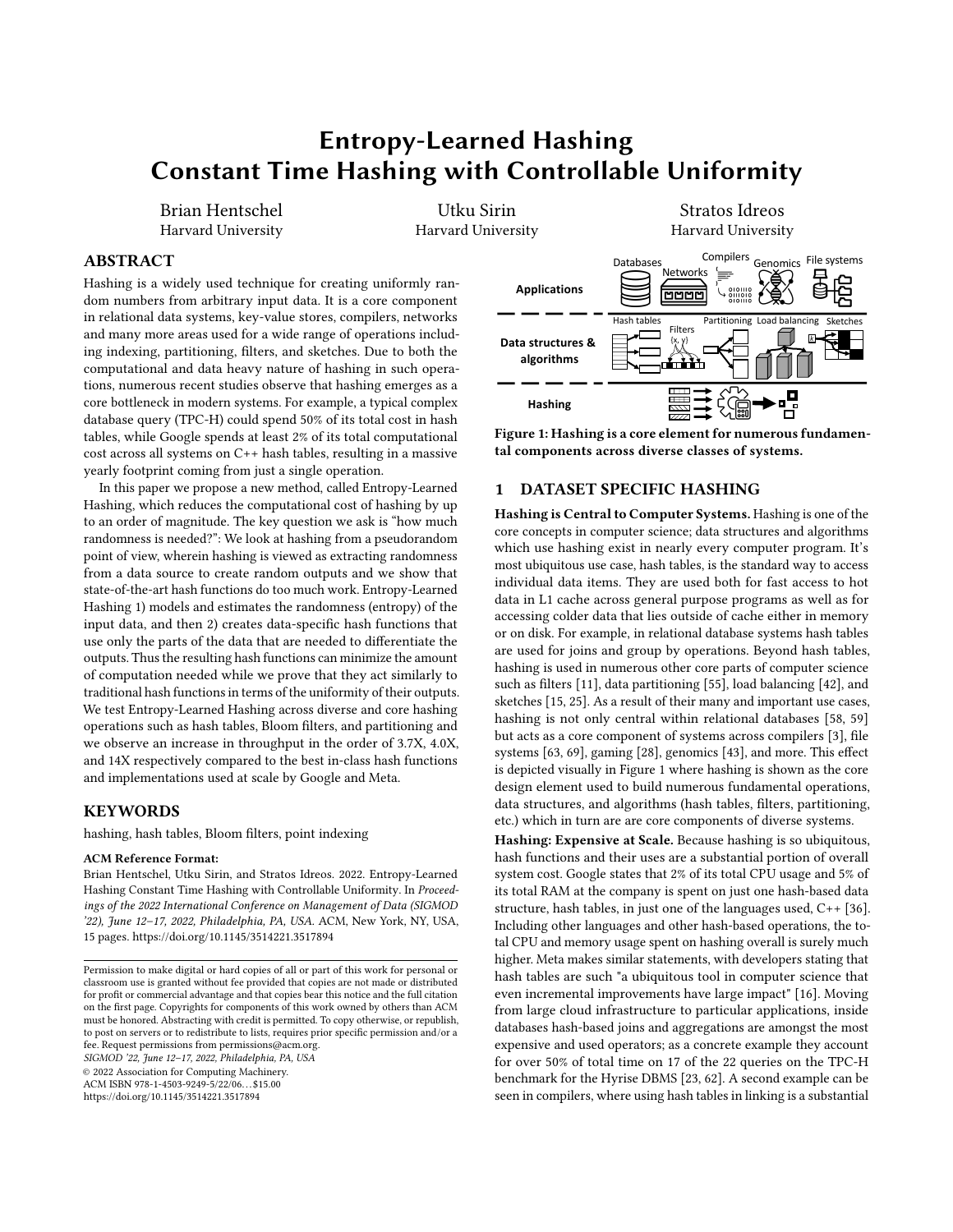# Entropy-Learned Hashing Constant Time Hashing with Controllable Uniformity

Brian Hentschel
Harvard University

Utku Sirin
Harvard University

Stratos Idreos
Harvard University

## ABSTRACT

Hashing is a widely used technique for creating uniformly random numbers from arbitrary input data. It is a core component in relational data systems, key-value stores, compilers, networks and many more areas used for a wide range of operations including indexing, partitioning, filters, and sketches. Due to both the computational and data heavy nature of hashing in such operations, numerous recent studies observe that hashing emerges as a core bottleneck in modern systems. For example, a typical complex database query (TPC-H) could spend 50% of its total cost in hash tables, while Google spends at least 2% of its total computational cost across all systems on C++ hash tables, resulting in a massive yearly footprint coming from just a single operation.

In this paper we propose a new method, called Entropy-Learned Hashing, which reduces the computational cost of hashing by up to an order of magnitude. The key question we ask is "how much randomness is needed?": We look at hashing from a pseudorandom point of view, wherein hashing is viewed as extracting randomness from a data source to create random outputs and we show that state-of-the-art hash functions do too much work. Entropy-Learned Hashing 1) models and estimates the randomness (entropy) of the input data, and then 2) creates data-specific hash functions that use only the parts of the data that are needed to differentiate the outputs. Thus the resulting hash functions can minimize the amount of computation needed while we prove that they act similarly to traditional hash functions in terms of the uniformity of their outputs. We test Entropy-Learned Hashing across diverse and core hashing operations such as hash tables, Bloom filters, and partitioning and we observe an increase in throughput in the order of 3.7X, 4.0X, and 14X respectively compared to the best in-class hash functions and implementations used at scale by Google and Meta.

## KEYWORDS

hashing, hash tables, Bloom filters, point indexing

**ACM Reference Format:**
Brian Hentschel, Utku Sirin, and Stratos Idreos. 2022. Entropy-Learned Hashing Constant Time Hashing with Controllable Uniformity. In *Proceedings of the 2022 International Conference on Management of Data (SIGMOD '22), June 12–17, 2022, Philadelphia, PA, USA.* ACM, New York, NY, USA, 15 pages. https://doi.org/10.1145/3514221.3517894

Permission to make digital or hard copies of all or part of this work for personal or classroom use is granted without fee provided that copies are not made or distributed for profit or commercial advantage and that copies bear this notice and the full citation on the first page. Copyrights for components of this work owned by others than ACM must be honored. Abstracting with credit is permitted. To copy otherwise, or republish, to post on servers or to redistribute to lists, requires prior specific permission and/or a fee. Request permissions from permissions@acm.org.
*SIGMOD '22, June 12–17, 2022, Philadelphia, PA, USA*
© 2022 Association for Computing Machinery.
ACM ISBN 978-1-4503-9249-5/22/06…$15.00
https://doi.org/10.1145/3514221.3517894

Figure 1: Hashing is a core element for numerous fundamental components across diverse classes of systems.

## 1 DATASET SPECIFIC HASHING

**Hashing is Central to Computer Systems.** Hashing is one of the core concepts in computer science; data structures and algorithms which use hashing exist in nearly every computer program. It's most ubiquitous use case, hash tables, is the standard way to access individual data items. They are used both for fast access to hot data in L1 cache across general purpose programs as well as for accessing colder data that lies outside of cache either in memory or on disk. For example, in relational database systems hash tables are used for joins and group by operations. Beyond hash tables, hashing is used in numerous other core parts of computer science such as filters [11], data partitioning [55], load balancing [42], and sketches [15, 25]. As a result of their many and important use cases, hashing is not only central within relational databases [58, 59] but acts as a core component of systems across compilers [3], file systems [63, 69], gaming [28], genomics [43], and more. This effect is depicted visually in Figure 1 where hashing is shown as the core design element used to build numerous fundamental operations, data structures, and algorithms (hash tables, filters, partitioning, etc.) which in turn are are core components of diverse systems.

**Hashing: Expensive at Scale.** Because hashing is so ubiquitous, hash functions and their uses are a substantial portion of overall system cost. Google states that 2% of its total CPU usage and 5% of its total RAM at the company is spent on just one hash-based data structure, hash tables, in just one of the languages used, C++ [36]. Including other languages and other hash-based operations, the total CPU and memory usage spent on hashing overall is surely much higher. Meta makes similar statements, with developers stating that hash tables are such "a ubiquitous tool in computer science that even incremental improvements have large impact" [16]. Moving from large cloud infrastructure to particular applications, inside databases hash-based joins and aggregations are amongst the most expensive and used operators; as a concrete example they account for over 50% of total time on 17 of the 22 queries on the TPC-H benchmark for the Hyrise DBMS [23, 62]. A second example can be seen in compilers, where using hash tables in linking is a substantial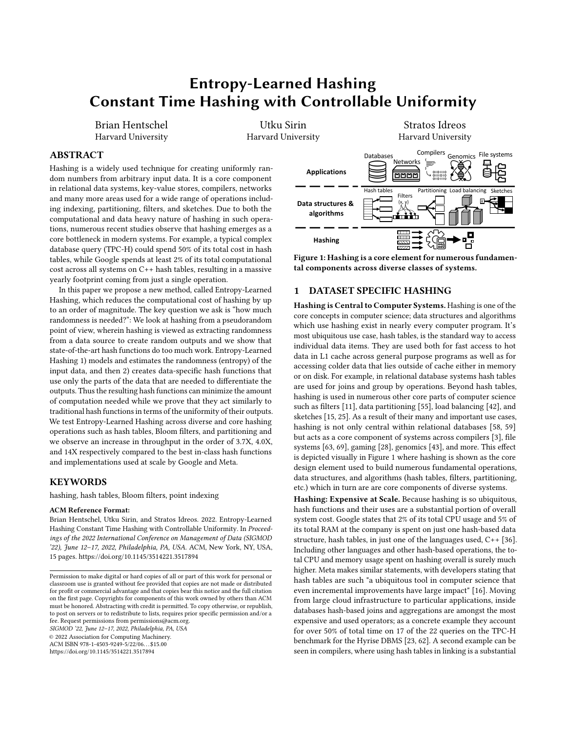# Entropy-Learned Hashing
# Constant Time Hashing with Controllable Uniformity

Brian Hentschel
Harvard University

Utku Sirin
Harvard University

Stratos Idreos
Harvard University

## ABSTRACT

Hashing is a widely used technique for creating uniformly random numbers from arbitrary input data. It is a core component in relational data systems, key-value stores, compilers, networks and many more areas used for a wide range of operations including indexing, partitioning, filters, and sketches. Due to both the computational and data heavy nature of hashing in such operations, numerous recent studies observe that hashing emerges as a core bottleneck in modern systems. For example, a typical complex database query (TPC-H) could spend 50% of its total cost in hash tables, while Google spends at least 2% of its total computational cost across all systems on C++ hash tables, resulting in a massive yearly footprint coming from just a single operation.

In this paper we propose a new method, called Entropy-Learned Hashing, which reduces the computational cost of hashing by up to an order of magnitude. The key question we ask is "how much randomness is needed?": We look at hashing from a pseudorandom point of view, wherein hashing is viewed as extracting randomness from a data source to create random outputs and we show that state-of-the-art hash functions do too much work. Entropy-Learned Hashing 1) models and estimates the randomness (entropy) of the input data, and then 2) creates data-specific hash functions that use only the parts of the data that are needed to differentiate the outputs. Thus the resulting hash functions can minimize the amount of computation needed while we prove that they act similarly to traditional hash functions in terms of the uniformity of their outputs. We test Entropy-Learned Hashing across diverse and core hashing operations such as hash tables, Bloom filters, and partitioning and we observe an increase in throughput in the order of 3.7X, 4.0X, and 14X respectively compared to the best in-class hash functions and implementations used at scale by Google and Meta.

## KEYWORDS

hashing, hash tables, Bloom filters, point indexing

**ACM Reference Format:**
Brian Hentschel, Utku Sirin, and Stratos Idreos. 2022. Entropy-Learned Hashing Constant Time Hashing with Controllable Uniformity. In *Proceedings of the 2022 International Conference on Management of Data (SIGMOD '22), June 12–17, 2022, Philadelphia, PA, USA.* ACM, New York, NY, USA, 15 pages. https://doi.org/10.1145/3514221.3517894

Permission to make digital or hard copies of all or part of this work for personal or classroom use is granted without fee provided that copies are not made or distributed for profit or commercial advantage and that copies bear this notice and the full citation on the first page. Copyrights for components of this work owned by others than ACM must be honored. Abstracting with credit is permitted. To copy otherwise, or republish, to post on servers or to redistribute to lists, requires prior specific permission and/or a fee. Request permissions from permissions@acm.org.
*SIGMOD '22, June 12–17, 2022, Philadelphia, PA, USA*
© 2022 Association for Computing Machinery.
ACM ISBN 978-1-4503-9249-5/22/06…$15.00
https://doi.org/10.1145/3514221.3517894

Applications
Databases
Networks
Compilers
Genomics
File systems
Data structures & algorithms
Hash tables
Filters
(x, y)
Partitioning
Load balancing
Sketches
Hashing

**Figure 1: Hashing is a core element for numerous fundamental components across diverse classes of systems.**

## 1 DATASET SPECIFIC HASHING

**Hashing is Central to Computer Systems.** Hashing is one of the core concepts in computer science; data structures and algorithms which use hashing exist in nearly every computer program. It's most ubiquitous use case, hash tables, is the standard way to access individual data items. They are used both for fast access to hot data in L1 cache across general purpose programs as well as for accessing colder data that lies outside of cache either in memory or on disk. For example, in relational database systems hash tables are used for joins and group by operations. Beyond hash tables, hashing is used in numerous other core parts of computer science such as filters [11], data partitioning [55], load balancing [42], and sketches [15, 25]. As a result of their many and important use cases, hashing is not only central within relational databases [58, 59] but acts as a core component of systems across compilers [3], file systems [63, 69], gaming [28], genomics [43], and more. This effect is depicted visually in Figure 1 where hashing is shown as the core design element used to build numerous fundamental operations, data structures, and algorithms (hash tables, filters, partitioning, etc.) which in turn are are core components of diverse systems.

**Hashing: Expensive at Scale.** Because hashing is so ubiquitous, hash functions and their uses are a substantial portion of overall system cost. Google states that 2% of its total CPU usage and 5% of its total RAM at the company is spent on just one hash-based data structure, hash tables, in just one of the languages used, C++ [36]. Including other languages and other hash-based operations, the total CPU and memory usage spent on hashing overall is surely much higher. Meta makes similar statements, with developers stating that hash tables are such "a ubiquitous tool in computer science that even incremental improvements have large impact" [16]. Moving from large cloud infrastructure to particular applications, inside databases hash-based joins and aggregations are amongst the most expensive and used operators; as a concrete example they account for over 50% of total time on 17 of the 22 queries on the TPC-H benchmark for the Hyrise DBMS [23, 62]. A second example can be seen in compilers, where using hash tables in linking is a substantial